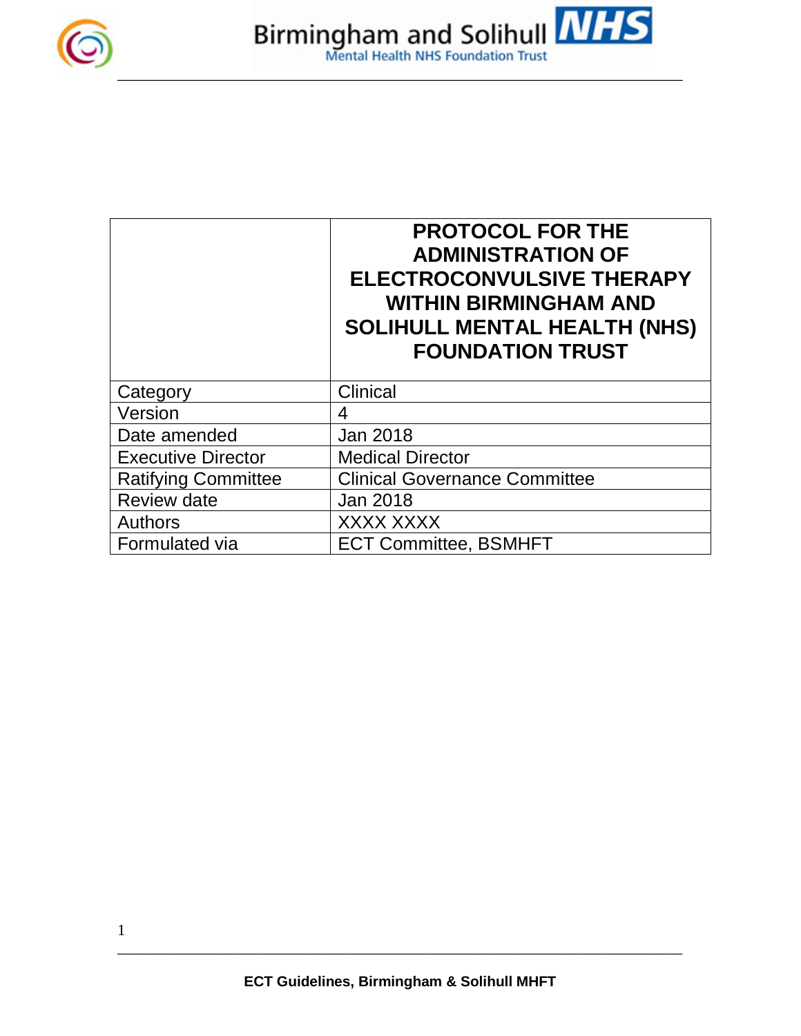Birmingham and Solihull NHS
Mental Health NHS Foundation Trust

| | PROTOCOL FOR THE ADMINISTRATION OF ELECTROCONVULSIVE THERAPY WITHIN BIRMINGHAM AND SOLIHULL MENTAL HEALTH (NHS) FOUNDATION TRUST |
|---|---|
| Category | Clinical |
| Version | 4 |
| Date amended | Jan 2018 |
| Executive Director | Medical Director |
| Ratifying Committee | Clinical Governance Committee |
| Review date | Jan 2018 |
| Authors | XXXX XXXX |
| Formulated via | ECT Committee, BSMHFT |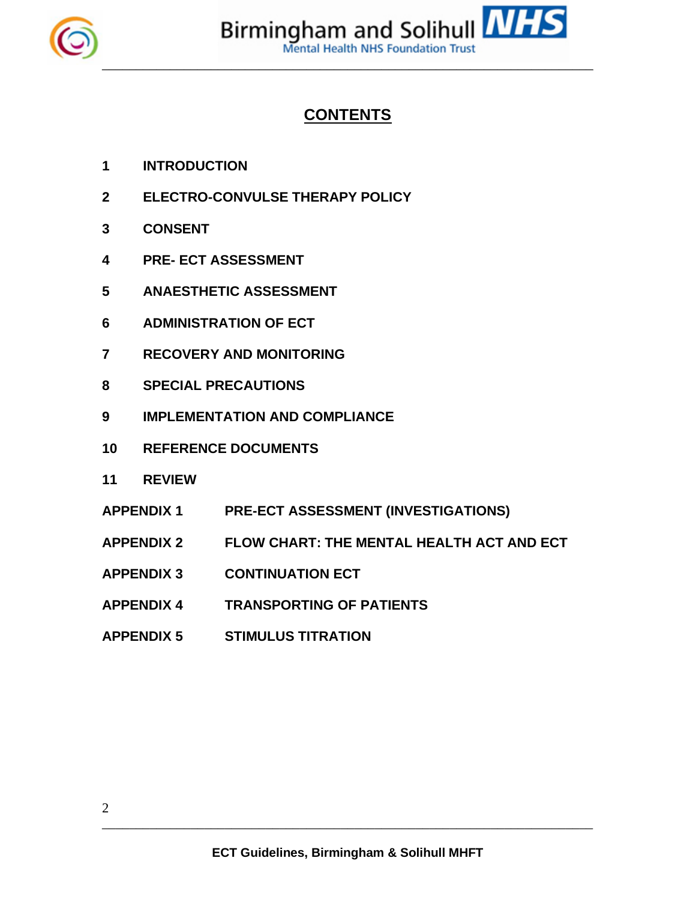# CONTENTS

1 INTRODUCTION

2 ELECTRO-CONVULSE THERAPY POLICY

3 CONSENT

4 PRE- ECT ASSESSMENT

5 ANAESTHETIC ASSESSMENT

6 ADMINISTRATION OF ECT

7 RECOVERY AND MONITORING

8 SPECIAL PRECAUTIONS

9 IMPLEMENTATION AND COMPLIANCE

10 REFERENCE DOCUMENTS

11 REVIEW

APPENDIX 1 PRE-ECT ASSESSMENT (INVESTIGATIONS)

APPENDIX 2 FLOW CHART: THE MENTAL HEALTH ACT AND ECT

APPENDIX 3 CONTINUATION ECT

APPENDIX 4 TRANSPORTING OF PATIENTS

APPENDIX 5 STIMULUS TITRATION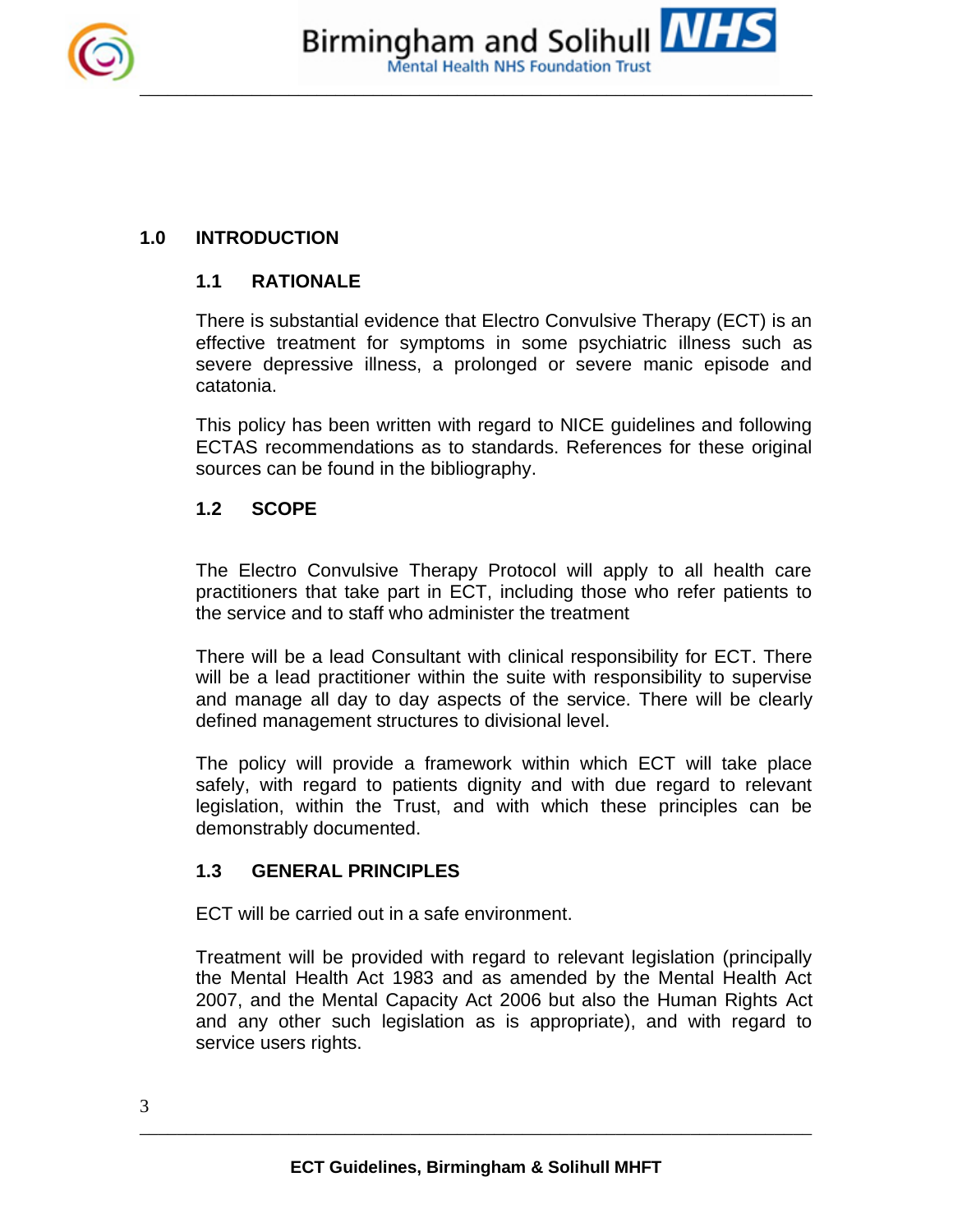## 1.0 INTRODUCTION

### 1.1 RATIONALE

There is substantial evidence that Electro Convulsive Therapy (ECT) is an effective treatment for symptoms in some psychiatric illness such as severe depressive illness, a prolonged or severe manic episode and catatonia.

This policy has been written with regard to NICE guidelines and following ECTAS recommendations as to standards. References for these original sources can be found in the bibliography.

### 1.2 SCOPE

The Electro Convulsive Therapy Protocol will apply to all health care practitioners that take part in ECT, including those who refer patients to the service and to staff who administer the treatment

There will be a lead Consultant with clinical responsibility for ECT. There will be a lead practitioner within the suite with responsibility to supervise and manage all day to day aspects of the service. There will be clearly defined management structures to divisional level.

The policy will provide a framework within which ECT will take place safely, with regard to patients dignity and with due regard to relevant legislation, within the Trust, and with which these principles can be demonstrably documented.

### 1.3 GENERAL PRINCIPLES

ECT will be carried out in a safe environment.

Treatment will be provided with regard to relevant legislation (principally the Mental Health Act 1983 and as amended by the Mental Health Act 2007, and the Mental Capacity Act 2006 but also the Human Rights Act and any other such legislation as is appropriate), and with regard to service users rights.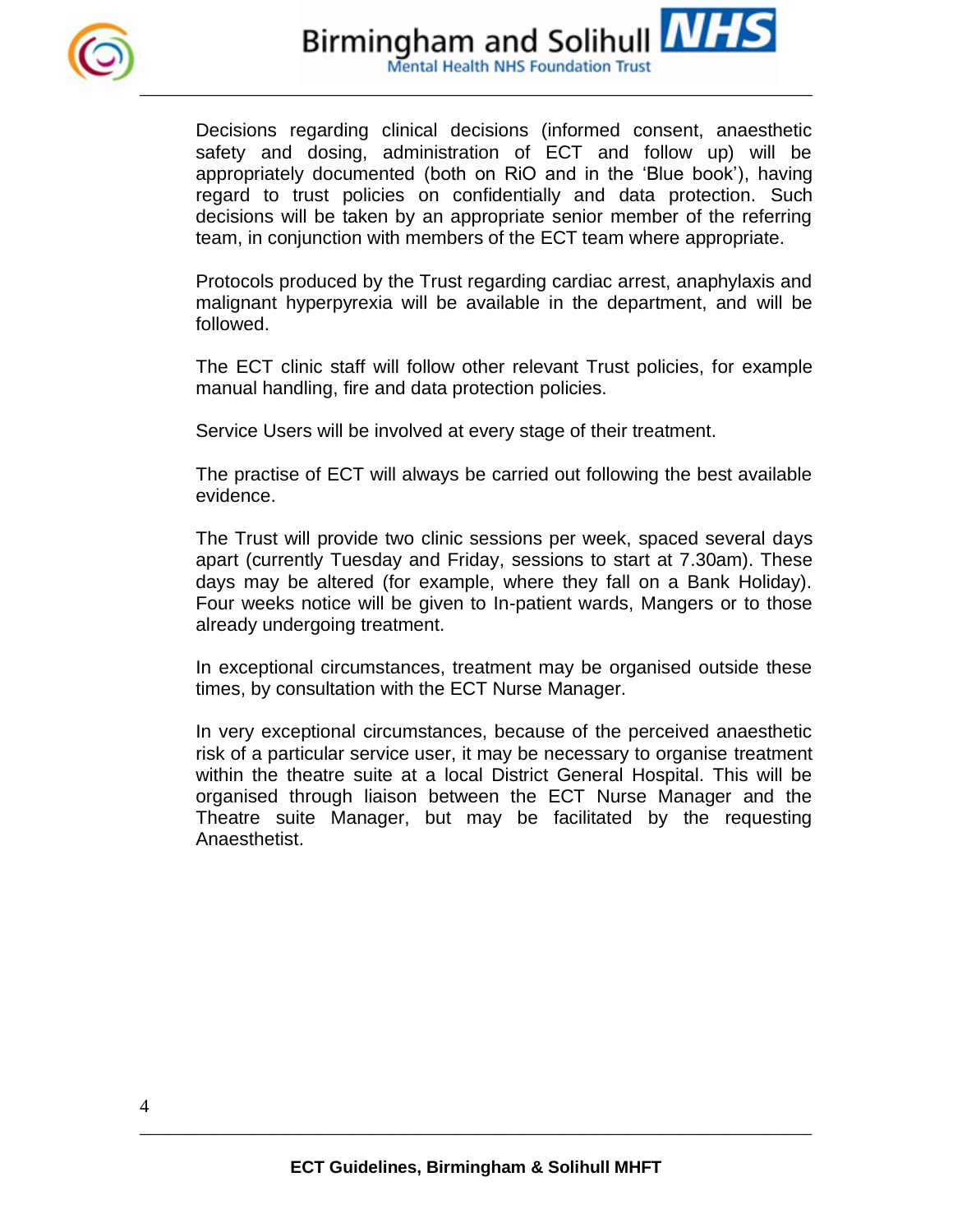Decisions regarding clinical decisions (informed consent, anaesthetic safety and dosing, administration of ECT and follow up) will be appropriately documented (both on RiO and in the 'Blue book'), having regard to trust policies on confidentially and data protection. Such decisions will be taken by an appropriate senior member of the referring team, in conjunction with members of the ECT team where appropriate.

Protocols produced by the Trust regarding cardiac arrest, anaphylaxis and malignant hyperpyrexia will be available in the department, and will be followed.

The ECT clinic staff will follow other relevant Trust policies, for example manual handling, fire and data protection policies.

Service Users will be involved at every stage of their treatment.

The practise of ECT will always be carried out following the best available evidence.

The Trust will provide two clinic sessions per week, spaced several days apart (currently Tuesday and Friday, sessions to start at 7.30am). These days may be altered (for example, where they fall on a Bank Holiday). Four weeks notice will be given to In-patient wards, Mangers or to those already undergoing treatment.

In exceptional circumstances, treatment may be organised outside these times, by consultation with the ECT Nurse Manager.

In very exceptional circumstances, because of the perceived anaesthetic risk of a particular service user, it may be necessary to organise treatment within the theatre suite at a local District General Hospital. This will be organised through liaison between the ECT Nurse Manager and the Theatre suite Manager, but may be facilitated by the requesting Anaesthetist.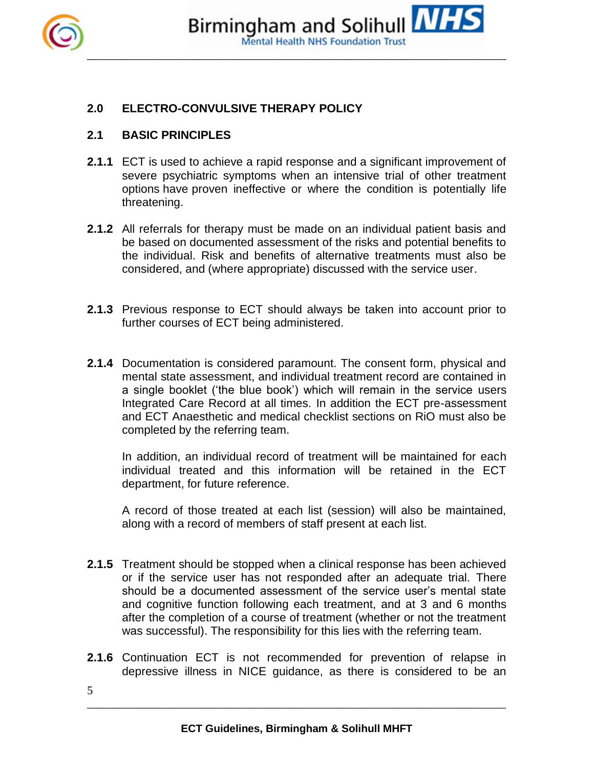## 2.0 ELECTRO-CONVULSIVE THERAPY POLICY

### 2.1 BASIC PRINCIPLES

**2.1.1** ECT is used to achieve a rapid response and a significant improvement of severe psychiatric symptoms when an intensive trial of other treatment options have proven ineffective or where the condition is potentially life threatening.

**2.1.2** All referrals for therapy must be made on an individual patient basis and be based on documented assessment of the risks and potential benefits to the individual. Risk and benefits of alternative treatments must also be considered, and (where appropriate) discussed with the service user.

**2.1.3** Previous response to ECT should always be taken into account prior to further courses of ECT being administered.

**2.1.4** Documentation is considered paramount. The consent form, physical and mental state assessment, and individual treatment record are contained in a single booklet ('the blue book') which will remain in the service users Integrated Care Record at all times. In addition the ECT pre-assessment and ECT Anaesthetic and medical checklist sections on RiO must also be completed by the referring team.

In addition, an individual record of treatment will be maintained for each individual treated and this information will be retained in the ECT department, for future reference.

A record of those treated at each list (session) will also be maintained, along with a record of members of staff present at each list.

**2.1.5** Treatment should be stopped when a clinical response has been achieved or if the service user has not responded after an adequate trial. There should be a documented assessment of the service user's mental state and cognitive function following each treatment, and at 3 and 6 months after the completion of a course of treatment (whether or not the treatment was successful). The responsibility for this lies with the referring team.

**2.1.6** Continuation ECT is not recommended for prevention of relapse in depressive illness in NICE guidance, as there is considered to be an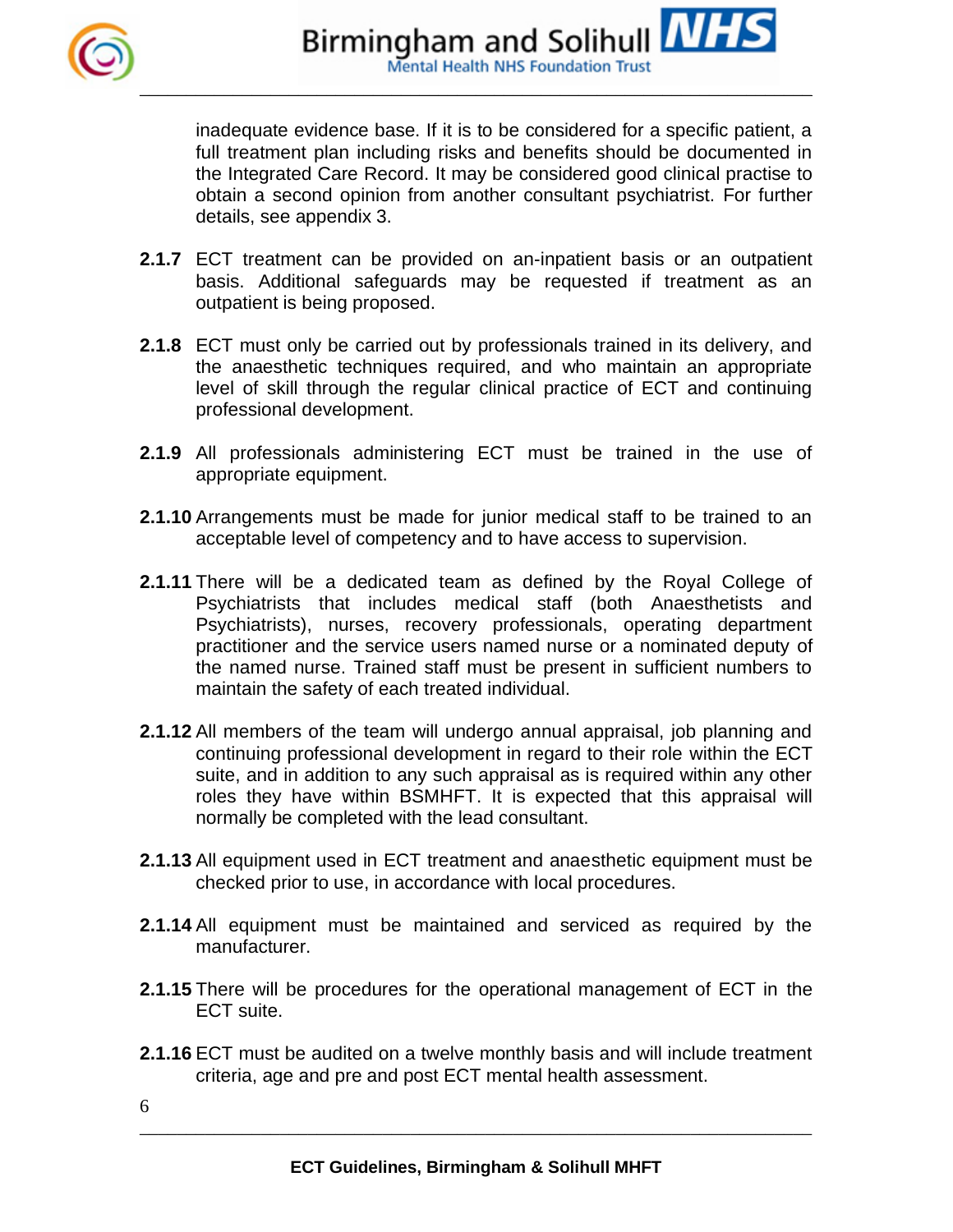inadequate evidence base. If it is to be considered for a specific patient, a full treatment plan including risks and benefits should be documented in the Integrated Care Record. It may be considered good clinical practise to obtain a second opinion from another consultant psychiatrist. For further details, see appendix 3.

**2.1.7** ECT treatment can be provided on an-inpatient basis or an outpatient basis. Additional safeguards may be requested if treatment as an outpatient is being proposed.

**2.1.8** ECT must only be carried out by professionals trained in its delivery, and the anaesthetic techniques required, and who maintain an appropriate level of skill through the regular clinical practice of ECT and continuing professional development.

**2.1.9** All professionals administering ECT must be trained in the use of appropriate equipment.

**2.1.10** Arrangements must be made for junior medical staff to be trained to an acceptable level of competency and to have access to supervision.

**2.1.11** There will be a dedicated team as defined by the Royal College of Psychiatrists that includes medical staff (both Anaesthetists and Psychiatrists), nurses, recovery professionals, operating department practitioner and the service users named nurse or a nominated deputy of the named nurse. Trained staff must be present in sufficient numbers to maintain the safety of each treated individual.

**2.1.12** All members of the team will undergo annual appraisal, job planning and continuing professional development in regard to their role within the ECT suite, and in addition to any such appraisal as is required within any other roles they have within BSMHFT. It is expected that this appraisal will normally be completed with the lead consultant.

**2.1.13** All equipment used in ECT treatment and anaesthetic equipment must be checked prior to use, in accordance with local procedures.

**2.1.14** All equipment must be maintained and serviced as required by the manufacturer.

**2.1.15** There will be procedures for the operational management of ECT in the ECT suite.

**2.1.16** ECT must be audited on a twelve monthly basis and will include treatment criteria, age and pre and post ECT mental health assessment.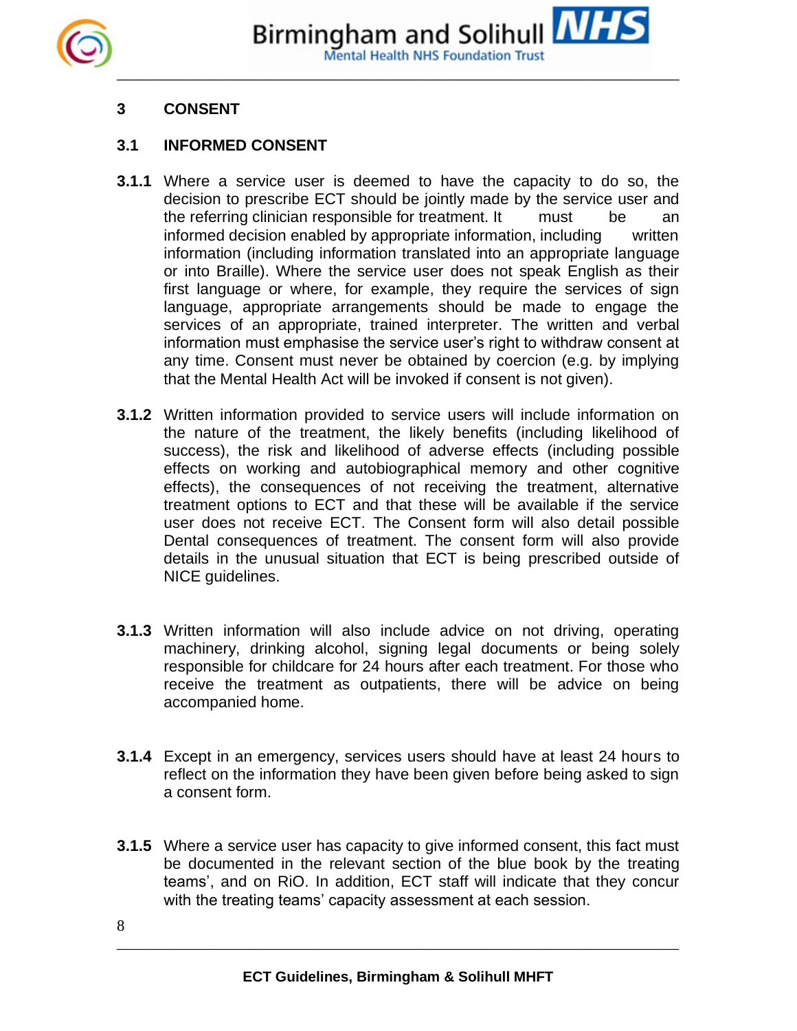## 3 CONSENT

### 3.1 INFORMED CONSENT

**3.1.1** Where a service user is deemed to have the capacity to do so, the decision to prescribe ECT should be jointly made by the service user and the referring clinician responsible for treatment. It must be an informed decision enabled by appropriate information, including written information (including information translated into an appropriate language or into Braille). Where the service user does not speak English as their first language or where, for example, they require the services of sign language, appropriate arrangements should be made to engage the services of an appropriate, trained interpreter. The written and verbal information must emphasise the service user's right to withdraw consent at any time. Consent must never be obtained by coercion (e.g. by implying that the Mental Health Act will be invoked if consent is not given).

**3.1.2** Written information provided to service users will include information on the nature of the treatment, the likely benefits (including likelihood of success), the risk and likelihood of adverse effects (including possible effects on working and autobiographical memory and other cognitive effects), the consequences of not receiving the treatment, alternative treatment options to ECT and that these will be available if the service user does not receive ECT. The Consent form will also detail possible Dental consequences of treatment. The consent form will also provide details in the unusual situation that ECT is being prescribed outside of NICE guidelines.

**3.1.3** Written information will also include advice on not driving, operating machinery, drinking alcohol, signing legal documents or being solely responsible for childcare for 24 hours after each treatment. For those who receive the treatment as outpatients, there will be advice on being accompanied home.

**3.1.4** Except in an emergency, services users should have at least 24 hours to reflect on the information they have been given before being asked to sign a consent form.

**3.1.5** Where a service user has capacity to give informed consent, this fact must be documented in the relevant section of the blue book by the treating teams', and on RiO. In addition, ECT staff will indicate that they concur with the treating teams' capacity assessment at each session.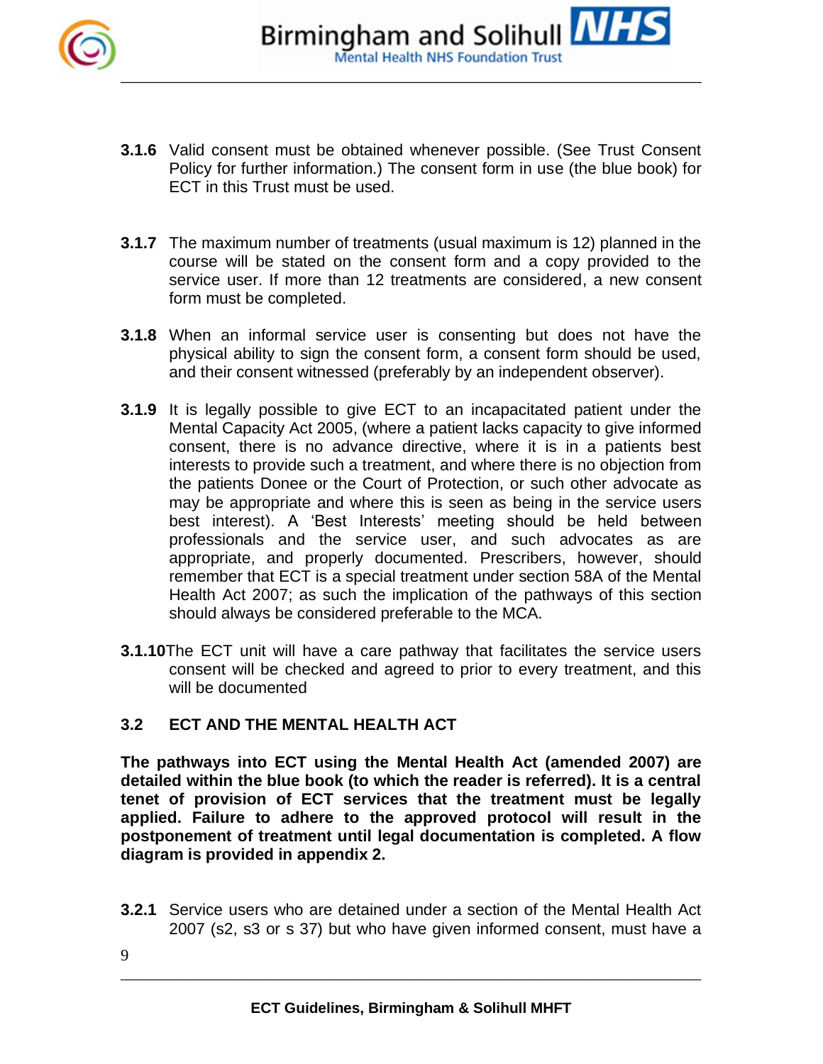**3.1.6** Valid consent must be obtained whenever possible. (See Trust Consent Policy for further information.) The consent form in use (the blue book) for ECT in this Trust must be used.

**3.1.7** The maximum number of treatments (usual maximum is 12) planned in the course will be stated on the consent form and a copy provided to the service user. If more than 12 treatments are considered, a new consent form must be completed.

**3.1.8** When an informal service user is consenting but does not have the physical ability to sign the consent form, a consent form should be used, and their consent witnessed (preferably by an independent observer).

**3.1.9** It is legally possible to give ECT to an incapacitated patient under the Mental Capacity Act 2005, (where a patient lacks capacity to give informed consent, there is no advance directive, where it is in a patients best interests to provide such a treatment, and where there is no objection from the patients Donee or the Court of Protection, or such other advocate as may be appropriate and where this is seen as being in the service users best interest). A 'Best Interests' meeting should be held between professionals and the service user, and such advocates as are appropriate, and properly documented. Prescribers, however, should remember that ECT is a special treatment under section 58A of the Mental Health Act 2007; as such the implication of the pathways of this section should always be considered preferable to the MCA.

**3.1.10** The ECT unit will have a care pathway that facilitates the service users consent will be checked and agreed to prior to every treatment, and this will be documented

## 3.2 ECT AND THE MENTAL HEALTH ACT

**The pathways into ECT using the Mental Health Act (amended 2007) are detailed within the blue book (to which the reader is referred). It is a central tenet of provision of ECT services that the treatment must be legally applied. Failure to adhere to the approved protocol will result in the postponement of treatment until legal documentation is completed. A flow diagram is provided in appendix 2.**

**3.2.1** Service users who are detained under a section of the Mental Health Act 2007 (s2, s3 or s 37) but who have given informed consent, must have a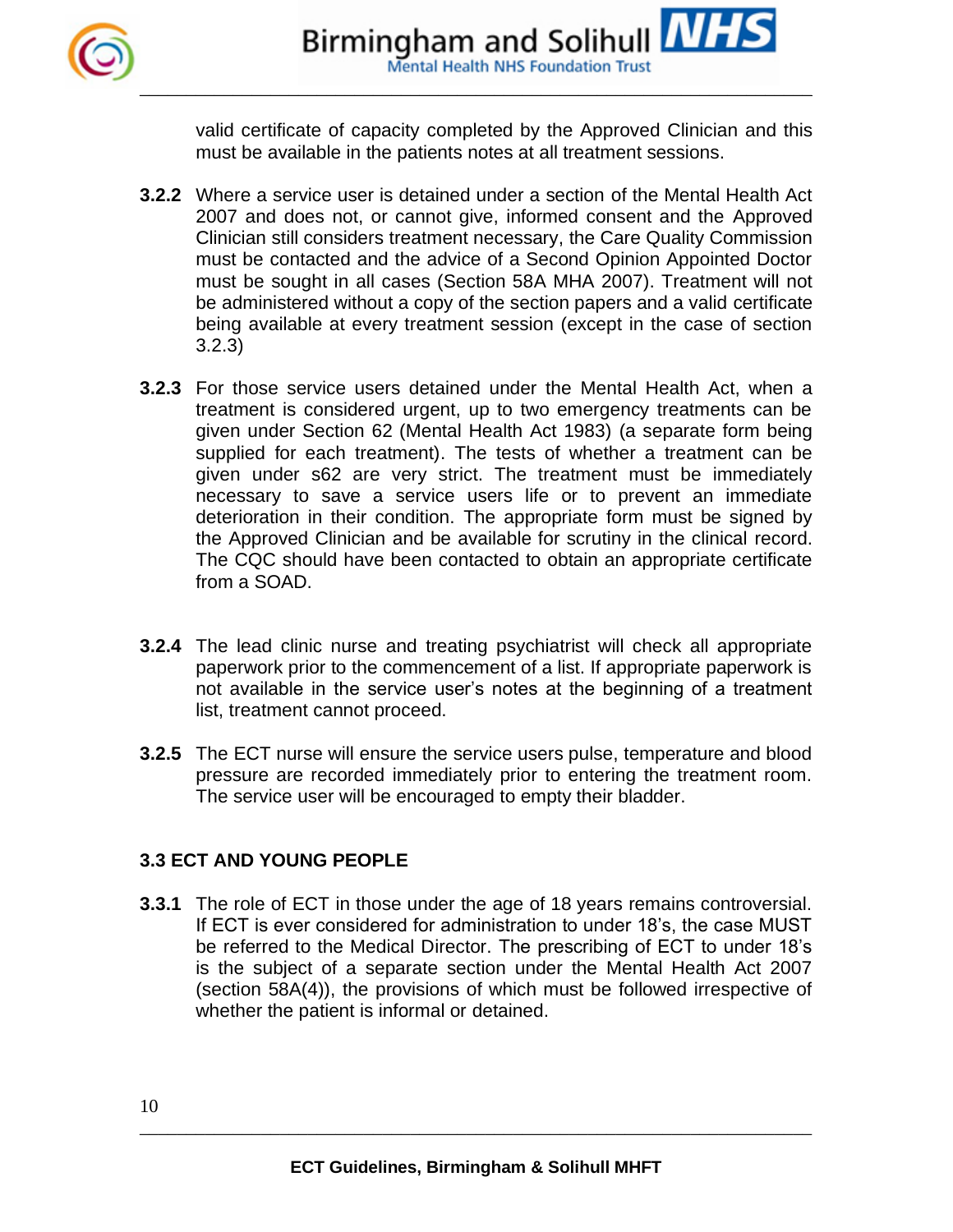valid certificate of capacity completed by the Approved Clinician and this must be available in the patients notes at all treatment sessions.

**3.2.2** Where a service user is detained under a section of the Mental Health Act 2007 and does not, or cannot give, informed consent and the Approved Clinician still considers treatment necessary, the Care Quality Commission must be contacted and the advice of a Second Opinion Appointed Doctor must be sought in all cases (Section 58A MHA 2007). Treatment will not be administered without a copy of the section papers and a valid certificate being available at every treatment session (except in the case of section 3.2.3)

**3.2.3** For those service users detained under the Mental Health Act, when a treatment is considered urgent, up to two emergency treatments can be given under Section 62 (Mental Health Act 1983) (a separate form being supplied for each treatment). The tests of whether a treatment can be given under s62 are very strict. The treatment must be immediately necessary to save a service users life or to prevent an immediate deterioration in their condition. The appropriate form must be signed by the Approved Clinician and be available for scrutiny in the clinical record. The CQC should have been contacted to obtain an appropriate certificate from a SOAD.

**3.2.4** The lead clinic nurse and treating psychiatrist will check all appropriate paperwork prior to the commencement of a list. If appropriate paperwork is not available in the service user's notes at the beginning of a treatment list, treatment cannot proceed.

**3.2.5** The ECT nurse will ensure the service users pulse, temperature and blood pressure are recorded immediately prior to entering the treatment room. The service user will be encouraged to empty their bladder.

### 3.3 ECT AND YOUNG PEOPLE

**3.3.1** The role of ECT in those under the age of 18 years remains controversial. If ECT is ever considered for administration to under 18's, the case MUST be referred to the Medical Director. The prescribing of ECT to under 18's is the subject of a separate section under the Mental Health Act 2007 (section 58A(4)), the provisions of which must be followed irrespective of whether the patient is informal or detained.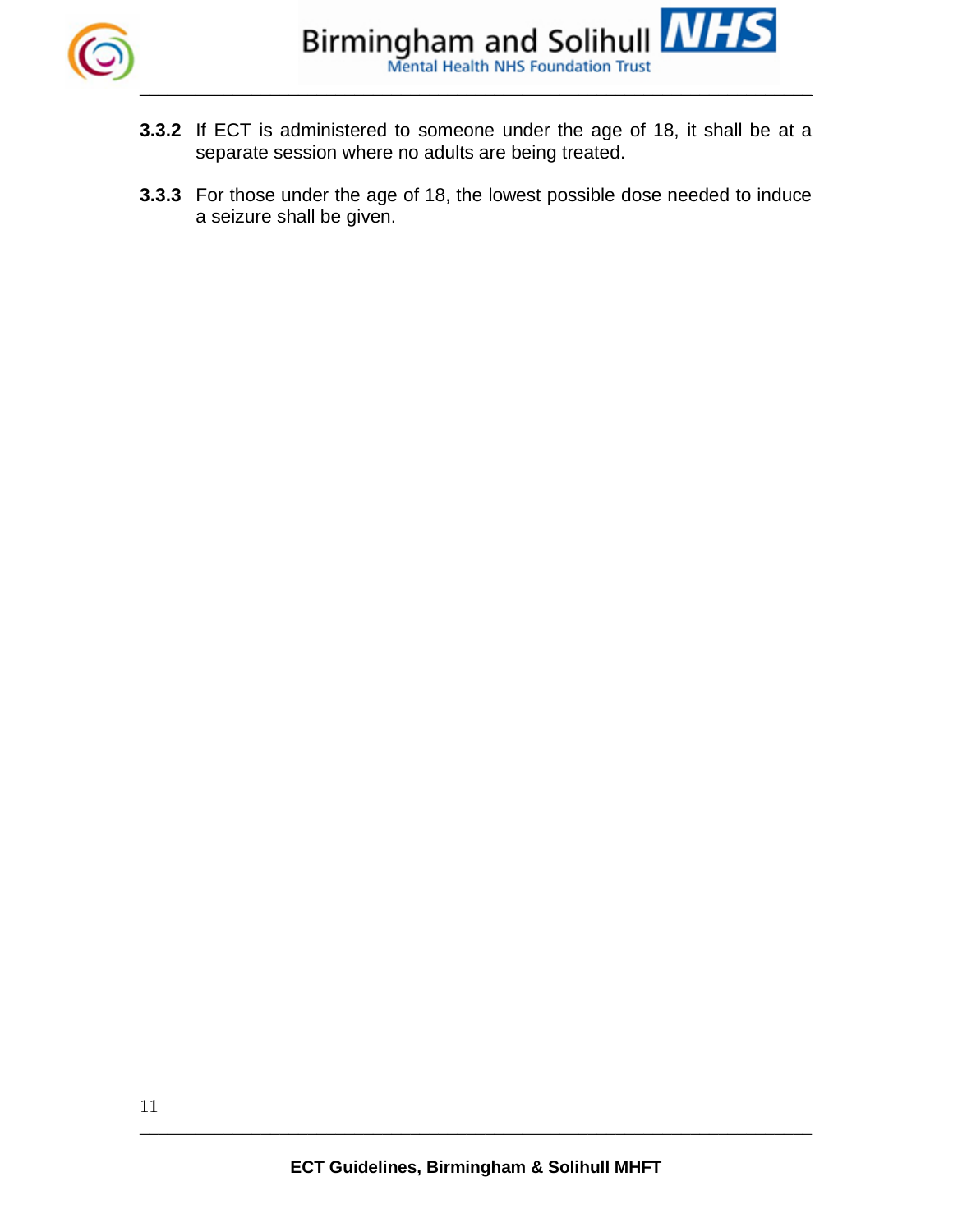**3.3.2** If ECT is administered to someone under the age of 18, it shall be at a separate session where no adults are being treated.

**3.3.3** For those under the age of 18, the lowest possible dose needed to induce a seizure shall be given.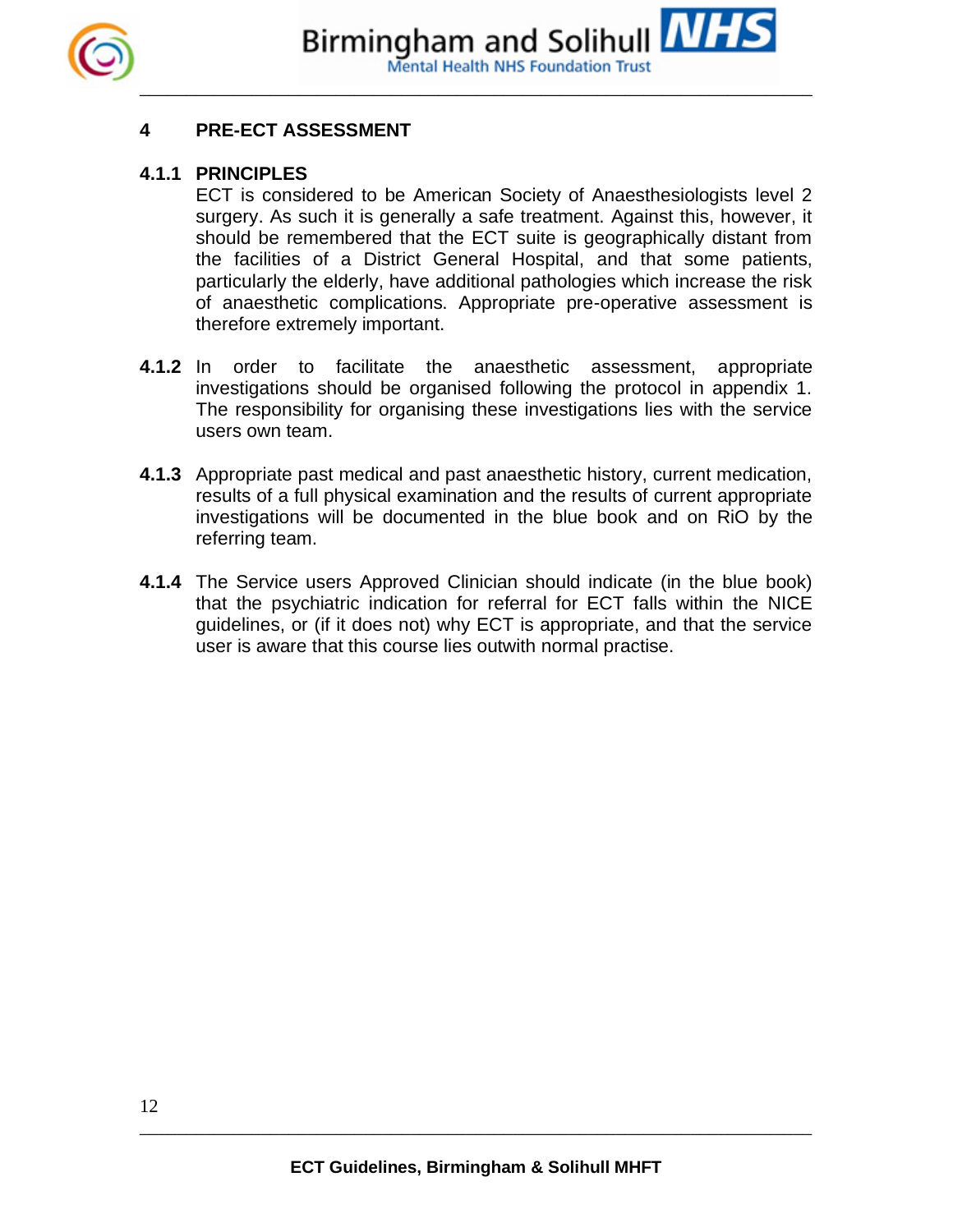## 4 PRE-ECT ASSESSMENT

### 4.1.1 PRINCIPLES

ECT is considered to be American Society of Anaesthesiologists level 2 surgery. As such it is generally a safe treatment. Against this, however, it should be remembered that the ECT suite is geographically distant from the facilities of a District General Hospital, and that some patients, particularly the elderly, have additional pathologies which increase the risk of anaesthetic complications. Appropriate pre-operative assessment is therefore extremely important.

**4.1.2** In order to facilitate the anaesthetic assessment, appropriate investigations should be organised following the protocol in appendix 1. The responsibility for organising these investigations lies with the service users own team.

**4.1.3** Appropriate past medical and past anaesthetic history, current medication, results of a full physical examination and the results of current appropriate investigations will be documented in the blue book and on RiO by the referring team.

**4.1.4** The Service users Approved Clinician should indicate (in the blue book) that the psychiatric indication for referral for ECT falls within the NICE guidelines, or (if it does not) why ECT is appropriate, and that the service user is aware that this course lies outwith normal practise.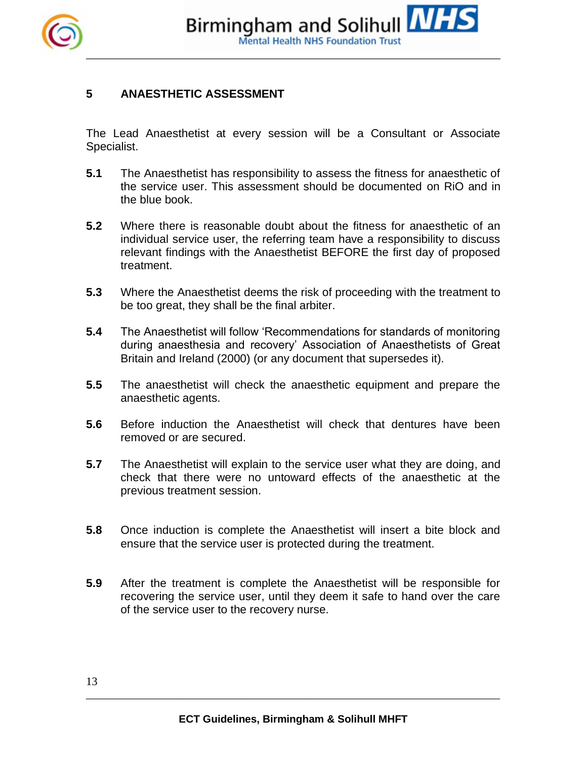## 5 ANAESTHETIC ASSESSMENT

The Lead Anaesthetist at every session will be a Consultant or Associate Specialist.

**5.1** The Anaesthetist has responsibility to assess the fitness for anaesthetic of the service user. This assessment should be documented on RiO and in the blue book.

**5.2** Where there is reasonable doubt about the fitness for anaesthetic of an individual service user, the referring team have a responsibility to discuss relevant findings with the Anaesthetist BEFORE the first day of proposed treatment.

**5.3** Where the Anaesthetist deems the risk of proceeding with the treatment to be too great, they shall be the final arbiter.

**5.4** The Anaesthetist will follow 'Recommendations for standards of monitoring during anaesthesia and recovery' Association of Anaesthetists of Great Britain and Ireland (2000) (or any document that supersedes it).

**5.5** The anaesthetist will check the anaesthetic equipment and prepare the anaesthetic agents.

**5.6** Before induction the Anaesthetist will check that dentures have been removed or are secured.

**5.7** The Anaesthetist will explain to the service user what they are doing, and check that there were no untoward effects of the anaesthetic at the previous treatment session.

**5.8** Once induction is complete the Anaesthetist will insert a bite block and ensure that the service user is protected during the treatment.

**5.9** After the treatment is complete the Anaesthetist will be responsible for recovering the service user, until they deem it safe to hand over the care of the service user to the recovery nurse.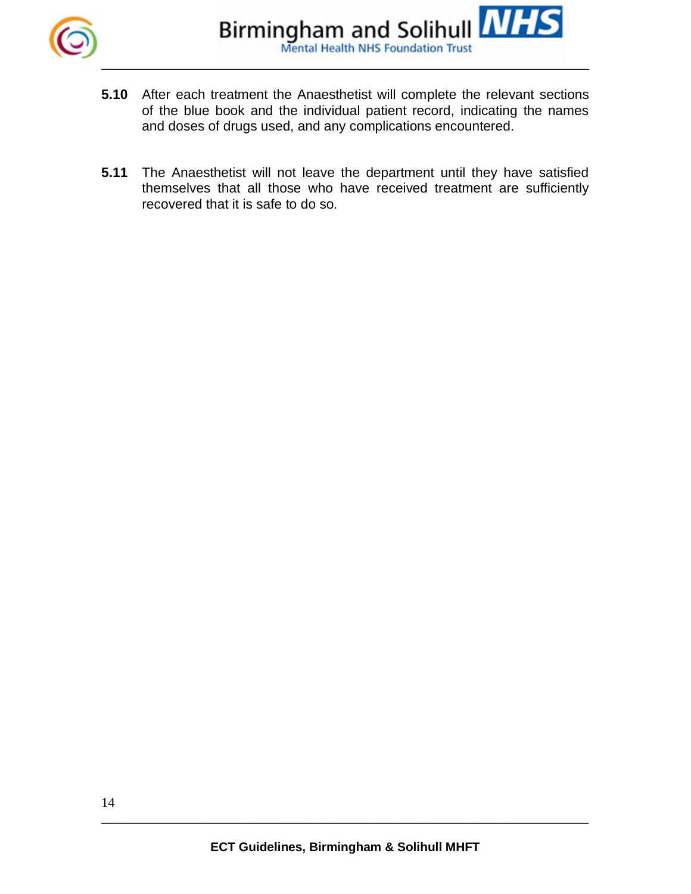**5.10** After each treatment the Anaesthetist will complete the relevant sections of the blue book and the individual patient record, indicating the names and doses of drugs used, and any complications encountered.

**5.11** The Anaesthetist will not leave the department until they have satisfied themselves that all those who have received treatment are sufficiently recovered that it is safe to do so.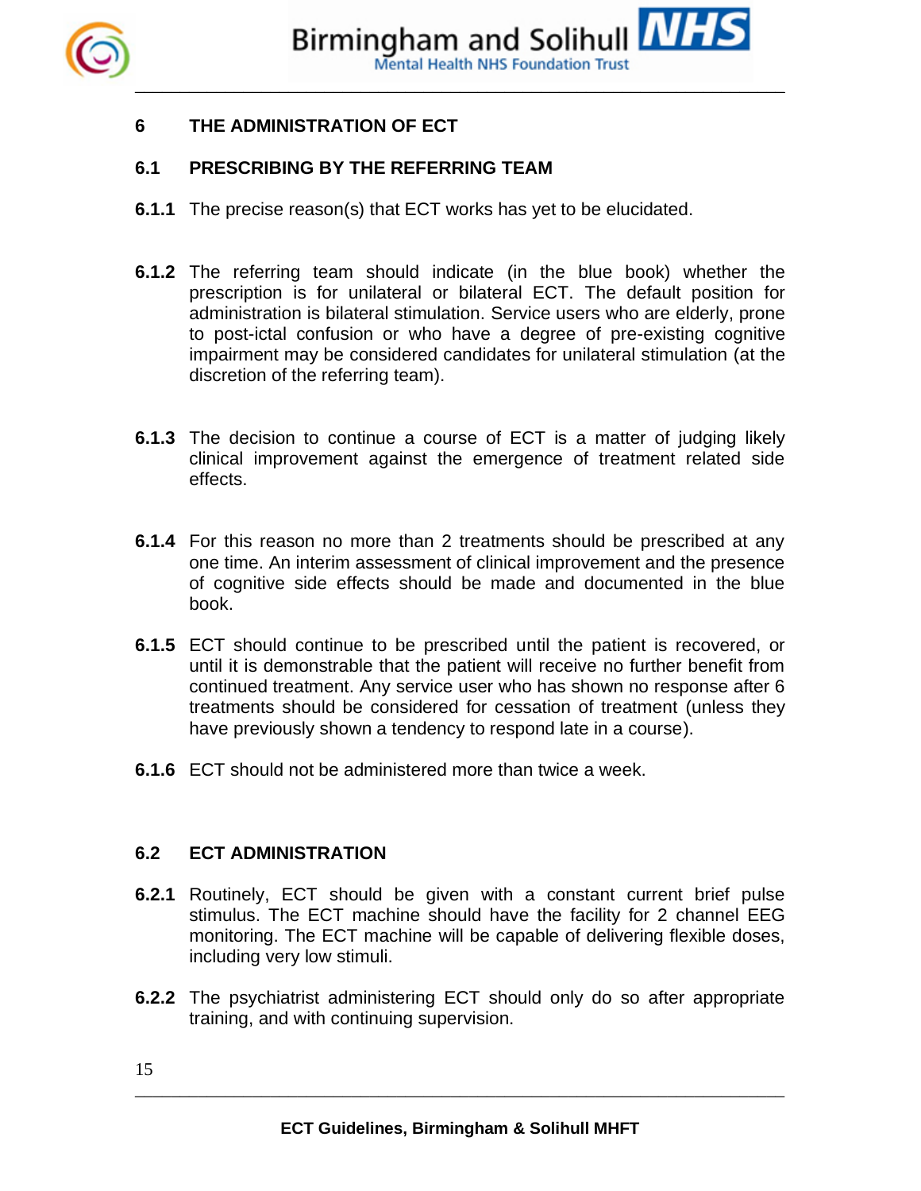## 6 THE ADMINISTRATION OF ECT

### 6.1 PRESCRIBING BY THE REFERRING TEAM

**6.1.1** The precise reason(s) that ECT works has yet to be elucidated.

**6.1.2** The referring team should indicate (in the blue book) whether the prescription is for unilateral or bilateral ECT. The default position for administration is bilateral stimulation. Service users who are elderly, prone to post-ictal confusion or who have a degree of pre-existing cognitive impairment may be considered candidates for unilateral stimulation (at the discretion of the referring team).

**6.1.3** The decision to continue a course of ECT is a matter of judging likely clinical improvement against the emergence of treatment related side effects.

**6.1.4** For this reason no more than 2 treatments should be prescribed at any one time. An interim assessment of clinical improvement and the presence of cognitive side effects should be made and documented in the blue book.

**6.1.5** ECT should continue to be prescribed until the patient is recovered, or until it is demonstrable that the patient will receive no further benefit from continued treatment. Any service user who has shown no response after 6 treatments should be considered for cessation of treatment (unless they have previously shown a tendency to respond late in a course).

**6.1.6** ECT should not be administered more than twice a week.

### 6.2 ECT ADMINISTRATION

**6.2.1** Routinely, ECT should be given with a constant current brief pulse stimulus. The ECT machine should have the facility for 2 channel EEG monitoring. The ECT machine will be capable of delivering flexible doses, including very low stimuli.

**6.2.2** The psychiatrist administering ECT should only do so after appropriate training, and with continuing supervision.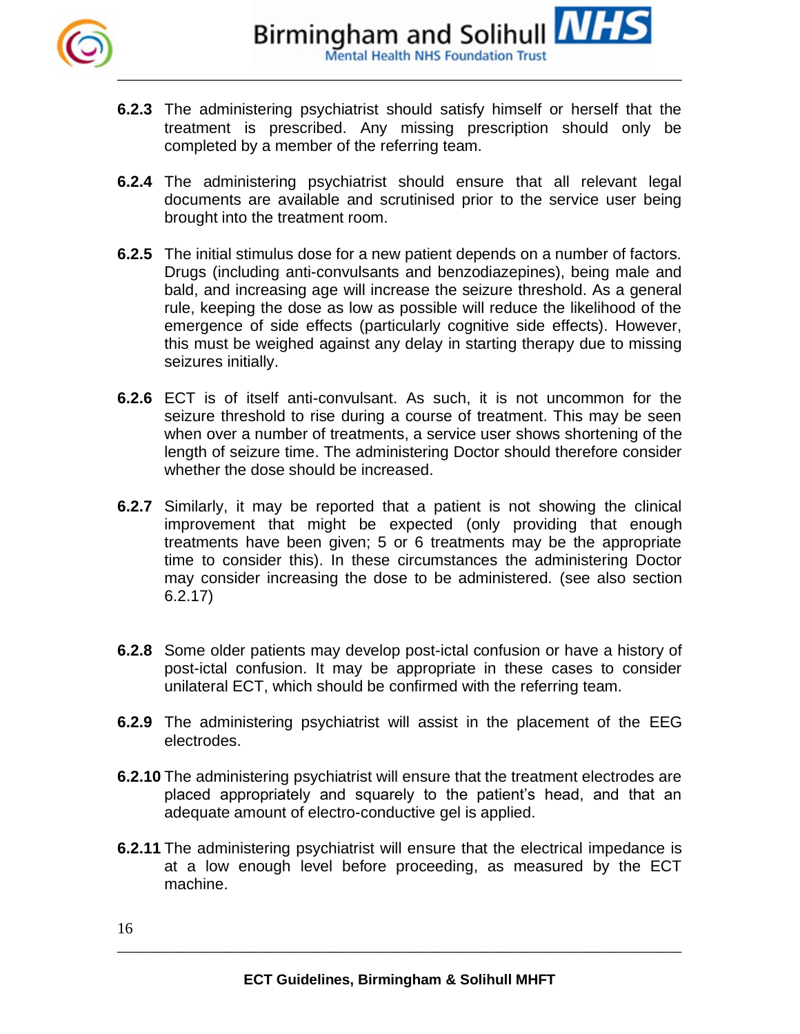**6.2.3** The administering psychiatrist should satisfy himself or herself that the treatment is prescribed. Any missing prescription should only be completed by a member of the referring team.

**6.2.4** The administering psychiatrist should ensure that all relevant legal documents are available and scrutinised prior to the service user being brought into the treatment room.

**6.2.5** The initial stimulus dose for a new patient depends on a number of factors. Drugs (including anti-convulsants and benzodiazepines), being male and bald, and increasing age will increase the seizure threshold. As a general rule, keeping the dose as low as possible will reduce the likelihood of the emergence of side effects (particularly cognitive side effects). However, this must be weighed against any delay in starting therapy due to missing seizures initially.

**6.2.6** ECT is of itself anti-convulsant. As such, it is not uncommon for the seizure threshold to rise during a course of treatment. This may be seen when over a number of treatments, a service user shows shortening of the length of seizure time. The administering Doctor should therefore consider whether the dose should be increased.

**6.2.7** Similarly, it may be reported that a patient is not showing the clinical improvement that might be expected (only providing that enough treatments have been given; 5 or 6 treatments may be the appropriate time to consider this). In these circumstances the administering Doctor may consider increasing the dose to be administered. (see also section 6.2.17)

**6.2.8** Some older patients may develop post-ictal confusion or have a history of post-ictal confusion. It may be appropriate in these cases to consider unilateral ECT, which should be confirmed with the referring team.

**6.2.9** The administering psychiatrist will assist in the placement of the EEG electrodes.

**6.2.10** The administering psychiatrist will ensure that the treatment electrodes are placed appropriately and squarely to the patient's head, and that an adequate amount of electro-conductive gel is applied.

**6.2.11** The administering psychiatrist will ensure that the electrical impedance is at a low enough level before proceeding, as measured by the ECT machine.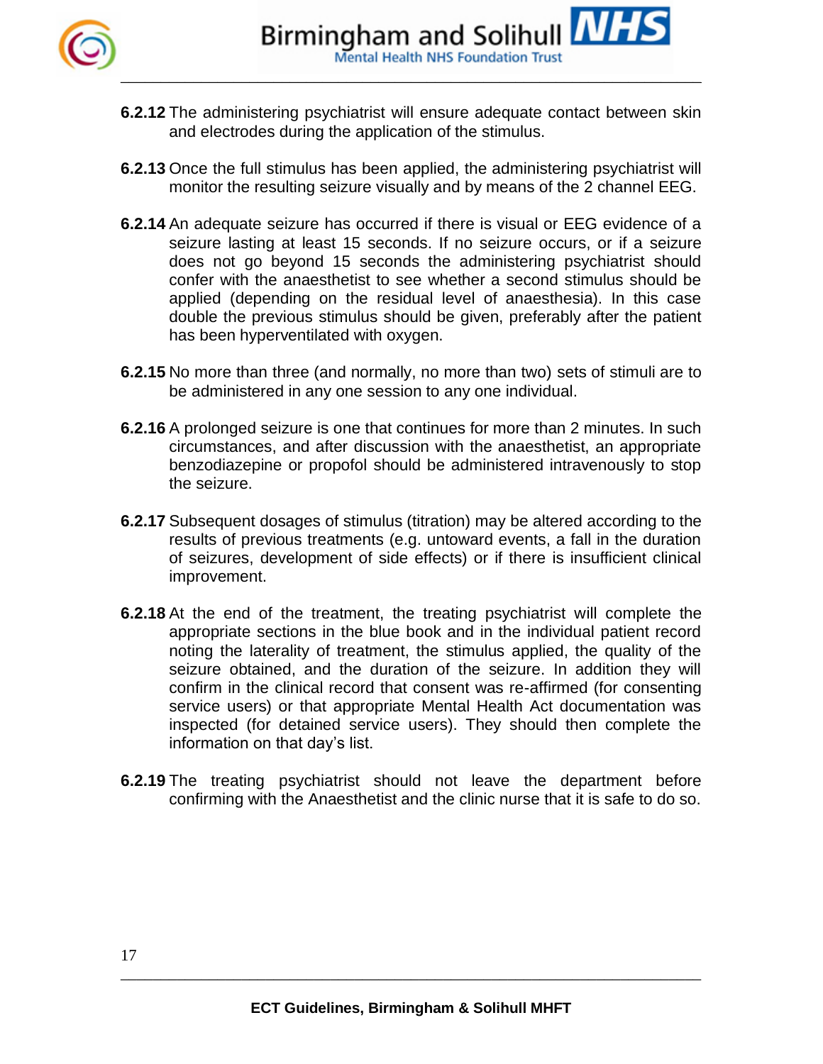**6.2.12** The administering psychiatrist will ensure adequate contact between skin and electrodes during the application of the stimulus.

**6.2.13** Once the full stimulus has been applied, the administering psychiatrist will monitor the resulting seizure visually and by means of the 2 channel EEG.

**6.2.14** An adequate seizure has occurred if there is visual or EEG evidence of a seizure lasting at least 15 seconds. If no seizure occurs, or if a seizure does not go beyond 15 seconds the administering psychiatrist should confer with the anaesthetist to see whether a second stimulus should be applied (depending on the residual level of anaesthesia). In this case double the previous stimulus should be given, preferably after the patient has been hyperventilated with oxygen.

**6.2.15** No more than three (and normally, no more than two) sets of stimuli are to be administered in any one session to any one individual.

**6.2.16** A prolonged seizure is one that continues for more than 2 minutes. In such circumstances, and after discussion with the anaesthetist, an appropriate benzodiazepine or propofol should be administered intravenously to stop the seizure.

**6.2.17** Subsequent dosages of stimulus (titration) may be altered according to the results of previous treatments (e.g. untoward events, a fall in the duration of seizures, development of side effects) or if there is insufficient clinical improvement.

**6.2.18** At the end of the treatment, the treating psychiatrist will complete the appropriate sections in the blue book and in the individual patient record noting the laterality of treatment, the stimulus applied, the quality of the seizure obtained, and the duration of the seizure. In addition they will confirm in the clinical record that consent was re-affirmed (for consenting service users) or that appropriate Mental Health Act documentation was inspected (for detained service users). They should then complete the information on that day's list.

**6.2.19** The treating psychiatrist should not leave the department before confirming with the Anaesthetist and the clinic nurse that it is safe to do so.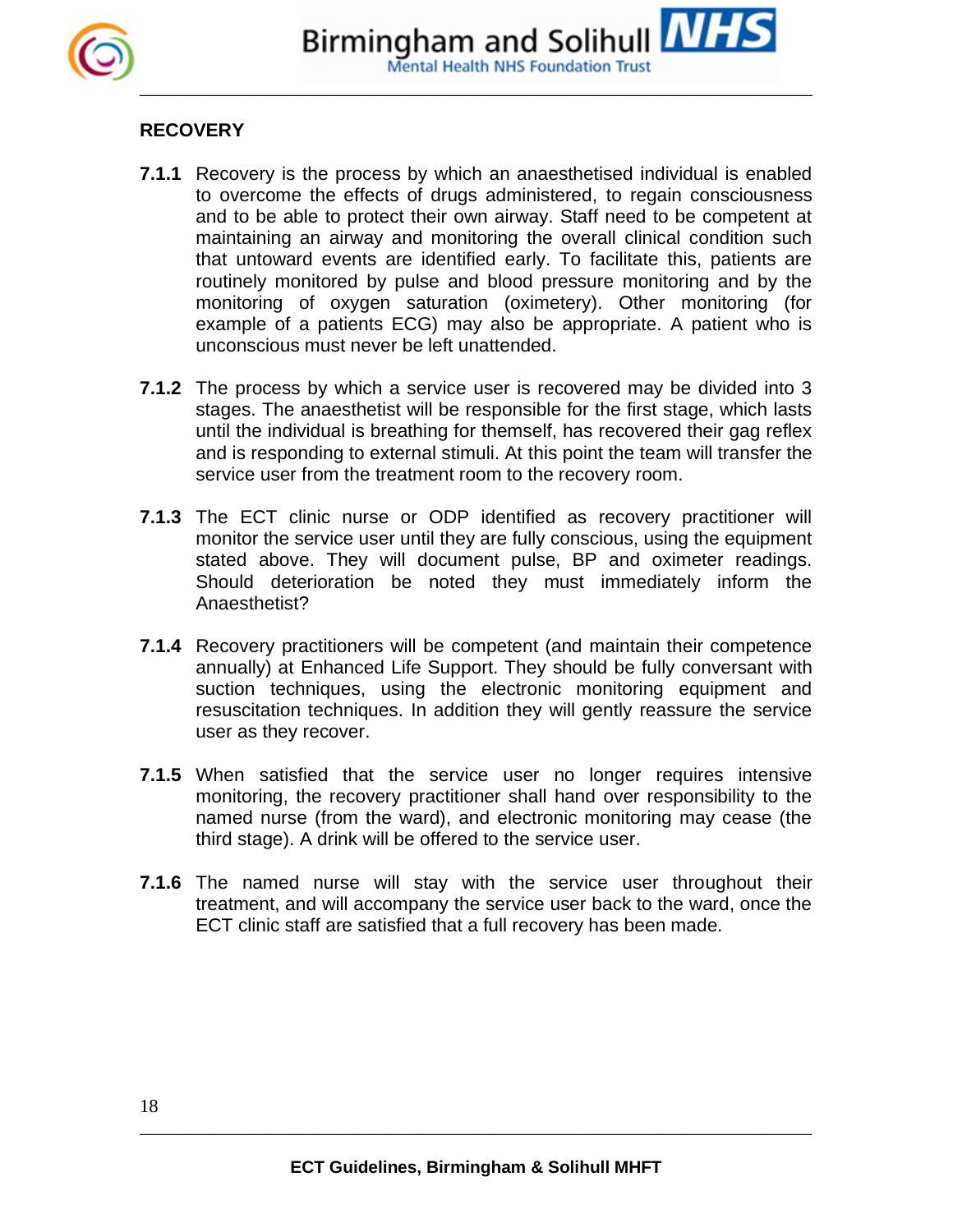## RECOVERY

**7.1.1** Recovery is the process by which an anaesthetised individual is enabled to overcome the effects of drugs administered, to regain consciousness and to be able to protect their own airway. Staff need to be competent at maintaining an airway and monitoring the overall clinical condition such that untoward events are identified early. To facilitate this, patients are routinely monitored by pulse and blood pressure monitoring and by the monitoring of oxygen saturation (oximetery). Other monitoring (for example of a patients ECG) may also be appropriate. A patient who is unconscious must never be left unattended.

**7.1.2** The process by which a service user is recovered may be divided into 3 stages. The anaesthetist will be responsible for the first stage, which lasts until the individual is breathing for themself, has recovered their gag reflex and is responding to external stimuli. At this point the team will transfer the service user from the treatment room to the recovery room.

**7.1.3** The ECT clinic nurse or ODP identified as recovery practitioner will monitor the service user until they are fully conscious, using the equipment stated above. They will document pulse, BP and oximeter readings. Should deterioration be noted they must immediately inform the Anaesthetist?

**7.1.4** Recovery practitioners will be competent (and maintain their competence annually) at Enhanced Life Support. They should be fully conversant with suction techniques, using the electronic monitoring equipment and resuscitation techniques. In addition they will gently reassure the service user as they recover.

**7.1.5** When satisfied that the service user no longer requires intensive monitoring, the recovery practitioner shall hand over responsibility to the named nurse (from the ward), and electronic monitoring may cease (the third stage). A drink will be offered to the service user.

**7.1.6** The named nurse will stay with the service user throughout their treatment, and will accompany the service user back to the ward, once the ECT clinic staff are satisfied that a full recovery has been made.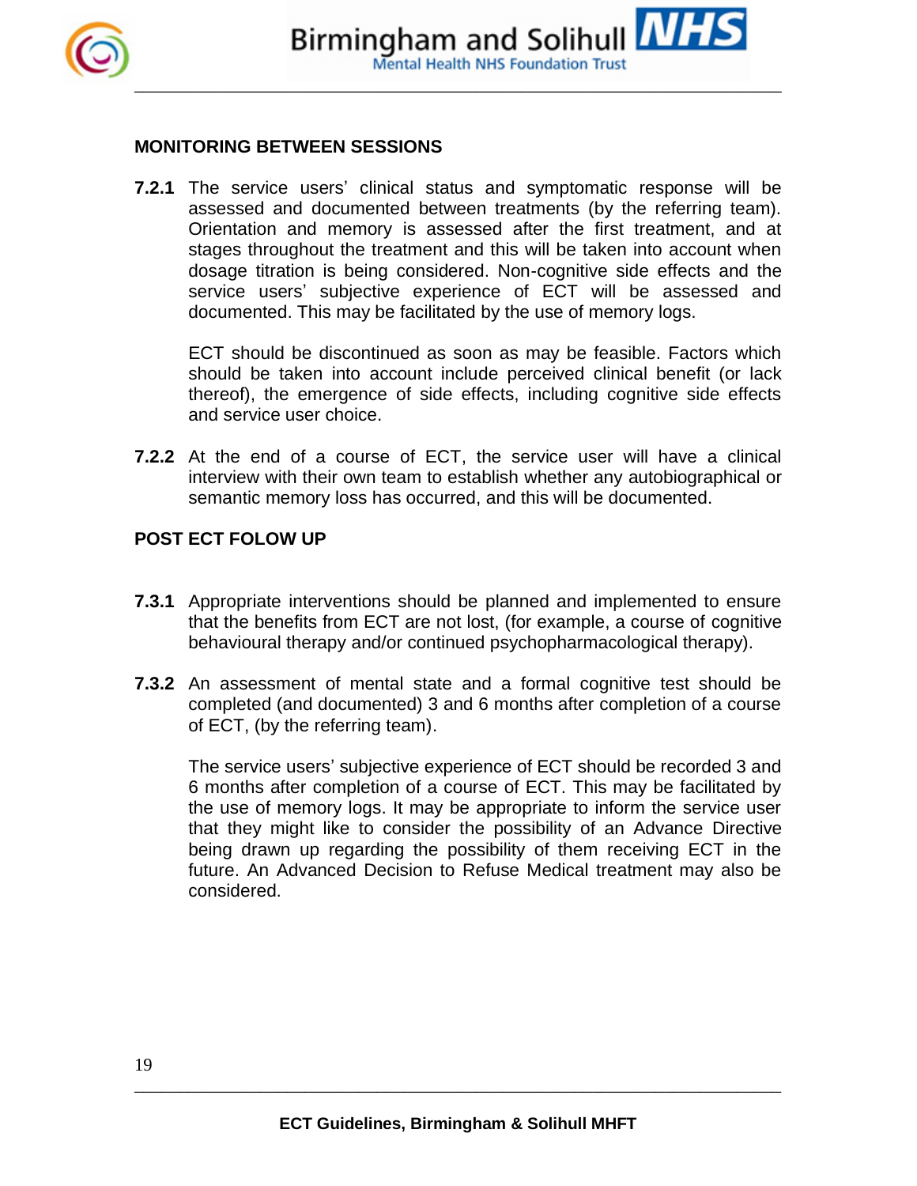## MONITORING BETWEEN SESSIONS

**7.2.1** The service users' clinical status and symptomatic response will be assessed and documented between treatments (by the referring team). Orientation and memory is assessed after the first treatment, and at stages throughout the treatment and this will be taken into account when dosage titration is being considered. Non-cognitive side effects and the service users' subjective experience of ECT will be assessed and documented. This may be facilitated by the use of memory logs.

ECT should be discontinued as soon as may be feasible. Factors which should be taken into account include perceived clinical benefit (or lack thereof), the emergence of side effects, including cognitive side effects and service user choice.

**7.2.2** At the end of a course of ECT, the service user will have a clinical interview with their own team to establish whether any autobiographical or semantic memory loss has occurred, and this will be documented.

## POST ECT FOLOW UP

**7.3.1** Appropriate interventions should be planned and implemented to ensure that the benefits from ECT are not lost, (for example, a course of cognitive behavioural therapy and/or continued psychopharmacological therapy).

**7.3.2** An assessment of mental state and a formal cognitive test should be completed (and documented) 3 and 6 months after completion of a course of ECT, (by the referring team).

The service users' subjective experience of ECT should be recorded 3 and 6 months after completion of a course of ECT. This may be facilitated by the use of memory logs. It may be appropriate to inform the service user that they might like to consider the possibility of an Advance Directive being drawn up regarding the possibility of them receiving ECT in the future. An Advanced Decision to Refuse Medical treatment may also be considered.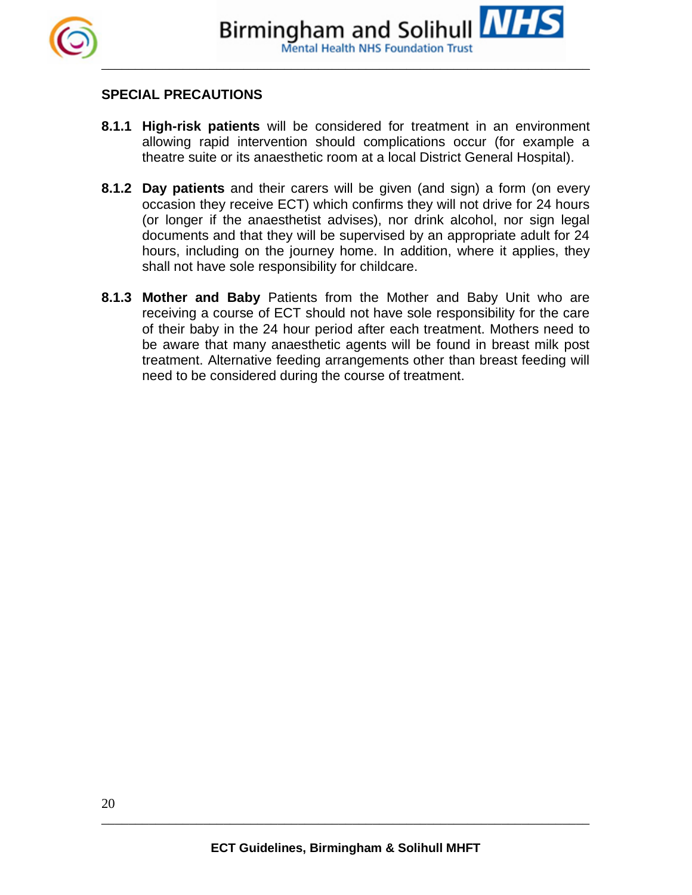## SPECIAL PRECAUTIONS

**8.1.1 High-risk patients** will be considered for treatment in an environment allowing rapid intervention should complications occur (for example a theatre suite or its anaesthetic room at a local District General Hospital).

**8.1.2 Day patients** and their carers will be given (and sign) a form (on every occasion they receive ECT) which confirms they will not drive for 24 hours (or longer if the anaesthetist advises), nor drink alcohol, nor sign legal documents and that they will be supervised by an appropriate adult for 24 hours, including on the journey home. In addition, where it applies, they shall not have sole responsibility for childcare.

**8.1.3 Mother and Baby** Patients from the Mother and Baby Unit who are receiving a course of ECT should not have sole responsibility for the care of their baby in the 24 hour period after each treatment. Mothers need to be aware that many anaesthetic agents will be found in breast milk post treatment. Alternative feeding arrangements other than breast feeding will need to be considered during the course of treatment.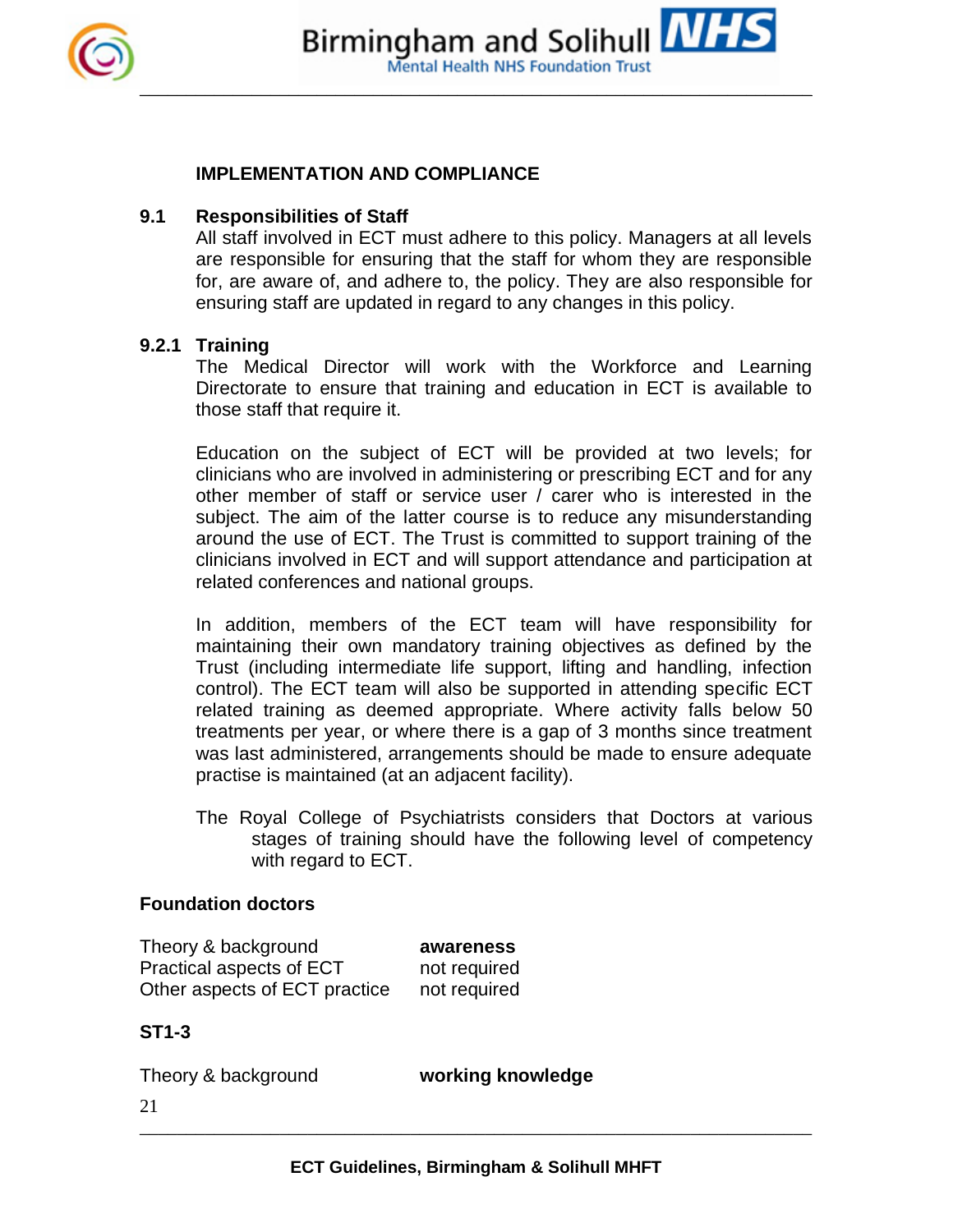## IMPLEMENTATION AND COMPLIANCE

### 9.1 Responsibilities of Staff

All staff involved in ECT must adhere to this policy. Managers at all levels are responsible for ensuring that the staff for whom they are responsible for, are aware of, and adhere to, the policy. They are also responsible for ensuring staff are updated in regard to any changes in this policy.

### 9.2.1 Training

The Medical Director will work with the Workforce and Learning Directorate to ensure that training and education in ECT is available to those staff that require it.

Education on the subject of ECT will be provided at two levels; for clinicians who are involved in administering or prescribing ECT and for any other member of staff or service user / carer who is interested in the subject. The aim of the latter course is to reduce any misunderstanding around the use of ECT. The Trust is committed to support training of the clinicians involved in ECT and will support attendance and participation at related conferences and national groups.

In addition, members of the ECT team will have responsibility for maintaining their own mandatory training objectives as defined by the Trust (including intermediate life support, lifting and handling, infection control). The ECT team will also be supported in attending specific ECT related training as deemed appropriate. Where activity falls below 50 treatments per year, or where there is a gap of 3 months since treatment was last administered, arrangements should be made to ensure adequate practise is maintained (at an adjacent facility).

The Royal College of Psychiatrists considers that Doctors at various stages of training should have the following level of competency with regard to ECT.

**Foundation doctors**

| | |
|---|---|
| Theory & background | **awareness** |
| Practical aspects of ECT | not required |
| Other aspects of ECT practice | not required |

**ST1-3**

| | |
|---|---|
| Theory & background | **working knowledge** |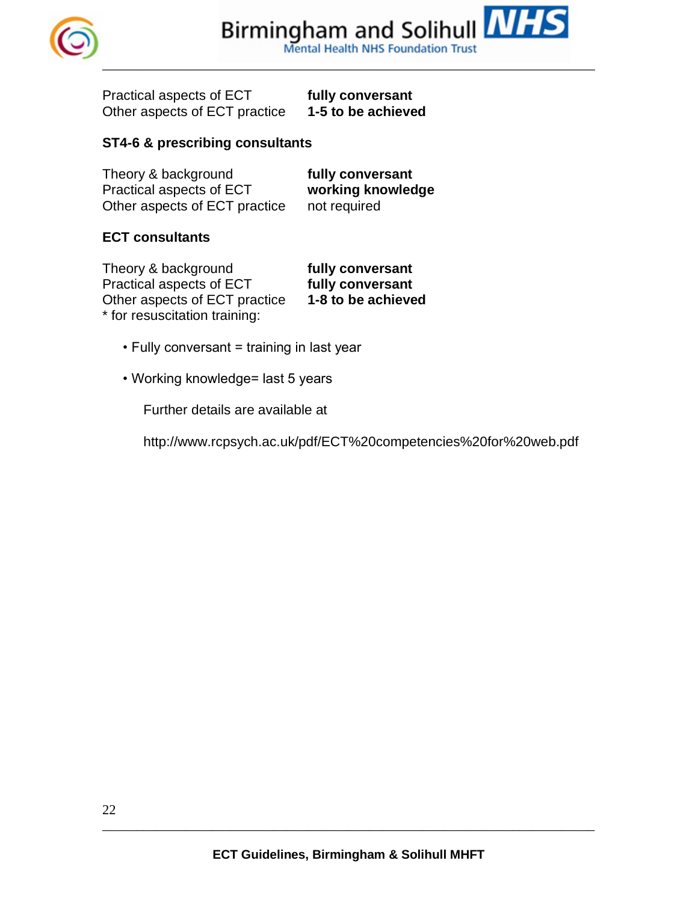| | |
|---|---|
| Practical aspects of ECT | **fully conversant** |
| Other aspects of ECT practice | **1-5 to be achieved** |

**ST4-6 & prescribing consultants**

| | |
|---|---|
| Theory & background | **fully conversant** |
| Practical aspects of ECT | **working knowledge** |
| Other aspects of ECT practice | not required |

**ECT consultants**

| | |
|---|---|
| Theory & background | **fully conversant** |
| Practical aspects of ECT | **fully conversant** |
| Other aspects of ECT practice | **1-8 to be achieved** |

* for resuscitation training:

- Fully conversant = training in last year
- Working knowledge= last 5 years

Further details are available at

http://www.rcpsych.ac.uk/pdf/ECT%20competencies%20for%20web.pdf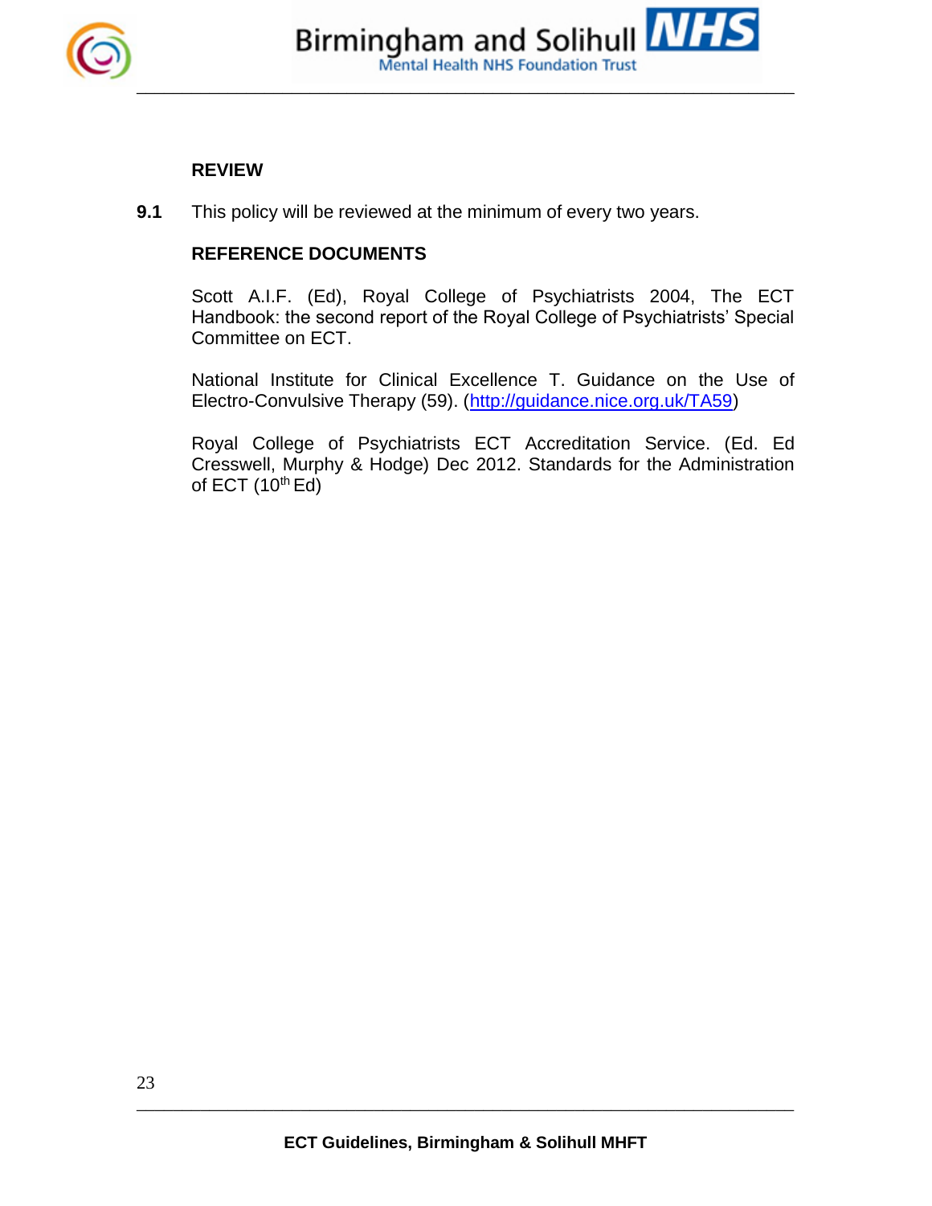## REVIEW

**9.1** This policy will be reviewed at the minimum of every two years.

## REFERENCE DOCUMENTS

Scott A.I.F. (Ed), Royal College of Psychiatrists 2004, The ECT Handbook: the second report of the Royal College of Psychiatrists' Special Committee on ECT.

National Institute for Clinical Excellence T. Guidance on the Use of Electro-Convulsive Therapy (59). (http://guidance.nice.org.uk/TA59)

Royal College of Psychiatrists ECT Accreditation Service. (Ed. Ed Cresswell, Murphy & Hodge) Dec 2012. Standards for the Administration of ECT (10th Ed)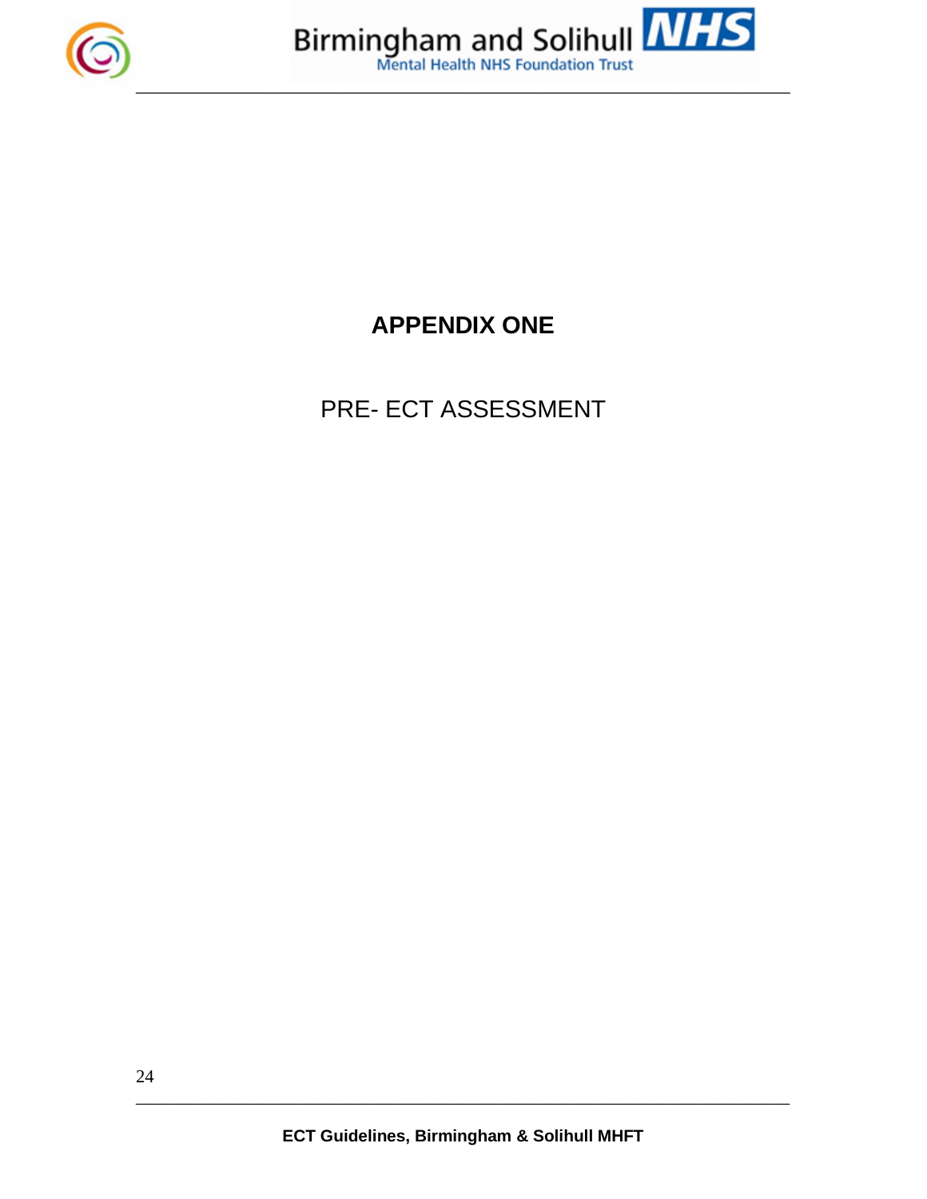# APPENDIX ONE

## PRE- ECT ASSESSMENT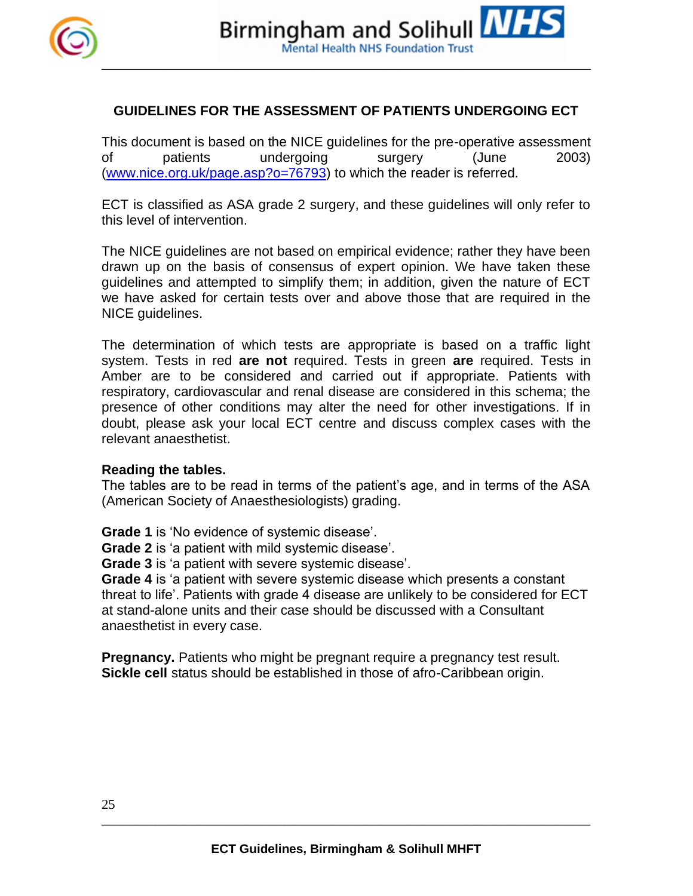## GUIDELINES FOR THE ASSESSMENT OF PATIENTS UNDERGOING ECT

This document is based on the NICE guidelines for the pre-operative assessment of patients undergoing surgery (June 2003) (www.nice.org.uk/page.asp?o=76793) to which the reader is referred.

ECT is classified as ASA grade 2 surgery, and these guidelines will only refer to this level of intervention.

The NICE guidelines are not based on empirical evidence; rather they have been drawn up on the basis of consensus of expert opinion. We have taken these guidelines and attempted to simplify them; in addition, given the nature of ECT we have asked for certain tests over and above those that are required in the NICE guidelines.

The determination of which tests are appropriate is based on a traffic light system. Tests in red **are not** required. Tests in green **are** required. Tests in Amber are to be considered and carried out if appropriate. Patients with respiratory, cardiovascular and renal disease are considered in this schema; the presence of other conditions may alter the need for other investigations. If in doubt, please ask your local ECT centre and discuss complex cases with the relevant anaesthetist.

**Reading the tables.**
The tables are to be read in terms of the patient's age, and in terms of the ASA (American Society of Anaesthesiologists) grading.

**Grade 1** is 'No evidence of systemic disease'.
**Grade 2** is 'a patient with mild systemic disease'.
**Grade 3** is 'a patient with severe systemic disease'.
**Grade 4** is 'a patient with severe systemic disease which presents a constant threat to life'. Patients with grade 4 disease are unlikely to be considered for ECT at stand-alone units and their case should be discussed with a Consultant anaesthetist in every case.

**Pregnancy.** Patients who might be pregnant require a pregnancy test result.
**Sickle cell** status should be established in those of afro-Caribbean origin.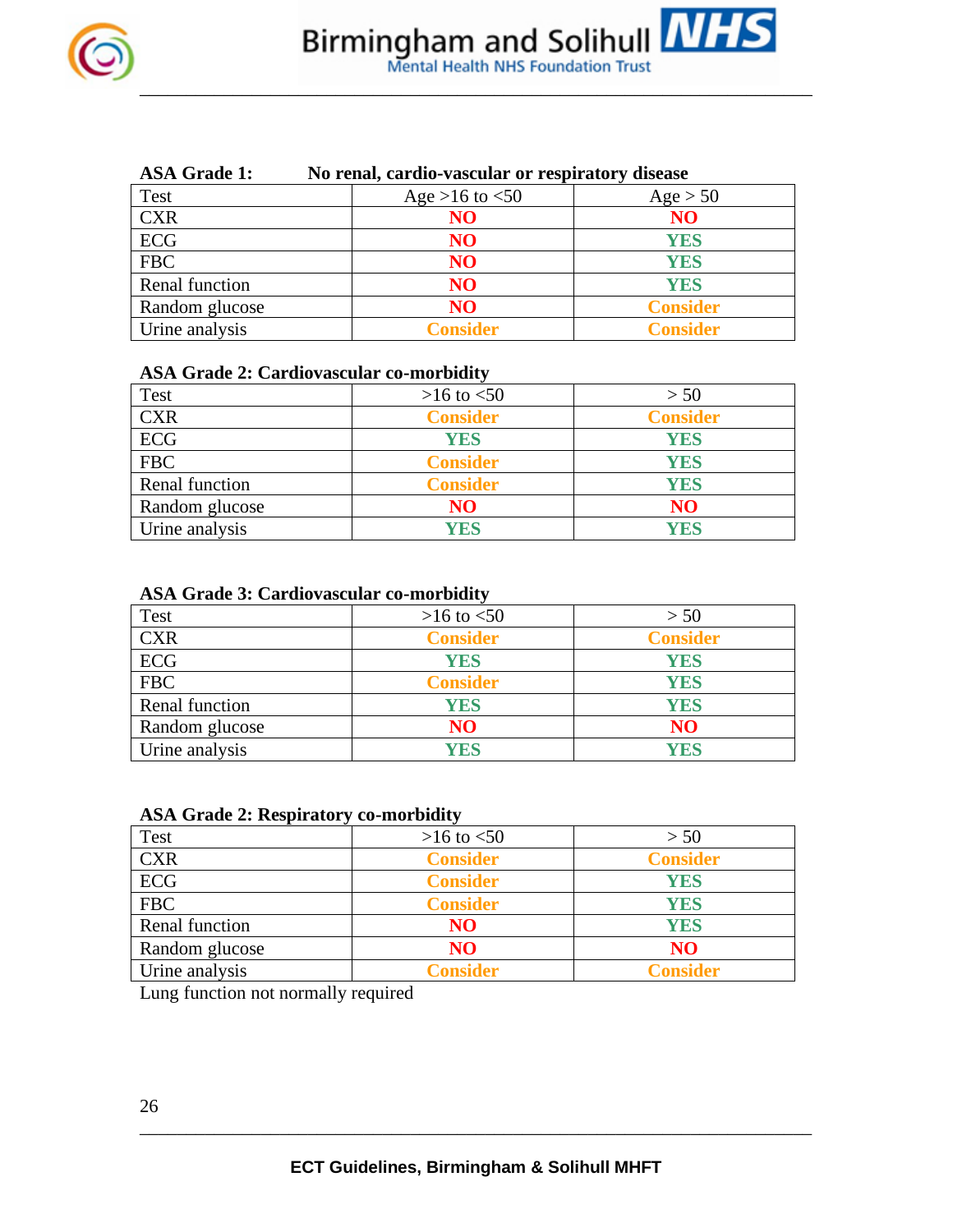**ASA Grade 1: No renal, cardio-vascular or respiratory disease**

| Test | Age >16 to <50 | Age > 50 |
|---|---|---|
| CXR | NO | NO |
| ECG | NO | YES |
| FBC | NO | YES |
| Renal function | NO | YES |
| Random glucose | NO | Consider |
| Urine analysis | Consider | Consider |

**ASA Grade 2: Cardiovascular co-morbidity**

| Test | >16 to <50 | > 50 |
|---|---|---|
| CXR | Consider | Consider |
| ECG | YES | YES |
| FBC | Consider | YES |
| Renal function | Consider | YES |
| Random glucose | NO | NO |
| Urine analysis | YES | YES |

**ASA Grade 3: Cardiovascular co-morbidity**

| Test | >16 to <50 | > 50 |
|---|---|---|
| CXR | Consider | Consider |
| ECG | YES | YES |
| FBC | Consider | YES |
| Renal function | YES | YES |
| Random glucose | NO | NO |
| Urine analysis | YES | YES |

**ASA Grade 2: Respiratory co-morbidity**

| Test | >16 to <50 | > 50 |
|---|---|---|
| CXR | Consider | Consider |
| ECG | Consider | YES |
| FBC | Consider | YES |
| Renal function | NO | YES |
| Random glucose | NO | NO |
| Urine analysis | Consider | Consider |

Lung function not normally required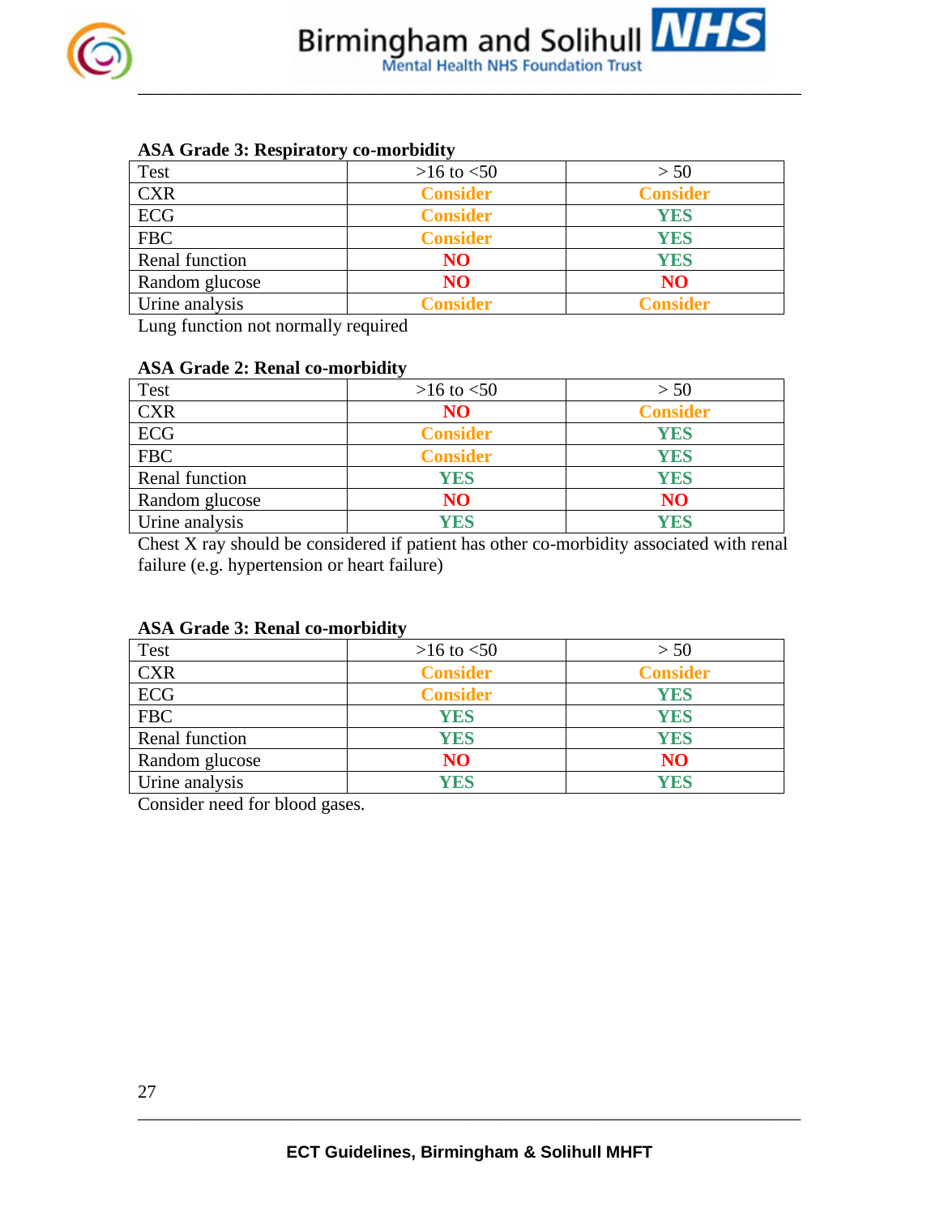**ASA Grade 3: Respiratory co-morbidity**

| Test | >16 to <50 | > 50 |
|---|---|---|
| CXR | **Consider** | **Consider** |
| ECG | **Consider** | **YES** |
| FBC | **Consider** | **YES** |
| Renal function | **NO** | **YES** |
| Random glucose | **NO** | **NO** |
| Urine analysis | **Consider** | **Consider** |

Lung function not normally required

**ASA Grade 2: Renal co-morbidity**

| Test | >16 to <50 | > 50 |
|---|---|---|
| CXR | **NO** | **Consider** |
| ECG | **Consider** | **YES** |
| FBC | **Consider** | **YES** |
| Renal function | **YES** | **YES** |
| Random glucose | **NO** | **NO** |
| Urine analysis | **YES** | **YES** |

Chest X ray should be considered if patient has other co-morbidity associated with renal failure (e.g. hypertension or heart failure)

**ASA Grade 3: Renal co-morbidity**

| Test | >16 to <50 | > 50 |
|---|---|---|
| CXR | **Consider** | **Consider** |
| ECG | **Consider** | **YES** |
| FBC | **YES** | **YES** |
| Renal function | **YES** | **YES** |
| Random glucose | **NO** | **NO** |
| Urine analysis | **YES** | **YES** |

Consider need for blood gases.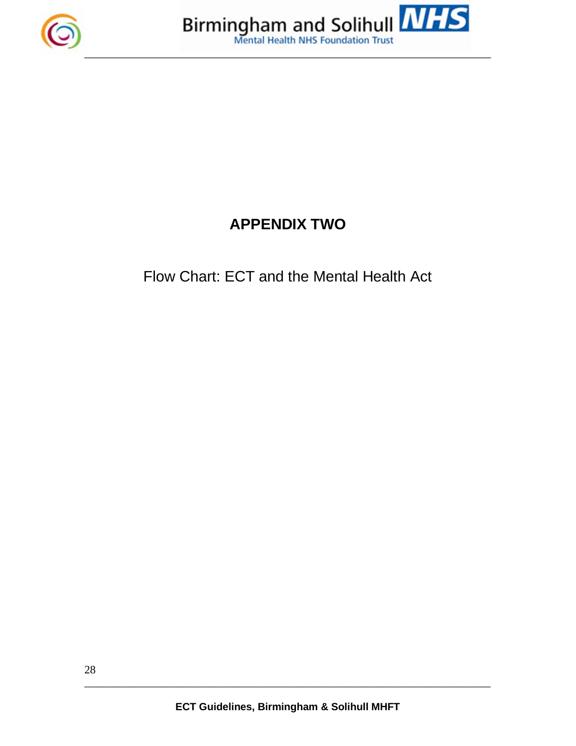# APPENDIX TWO

Flow Chart: ECT and the Mental Health Act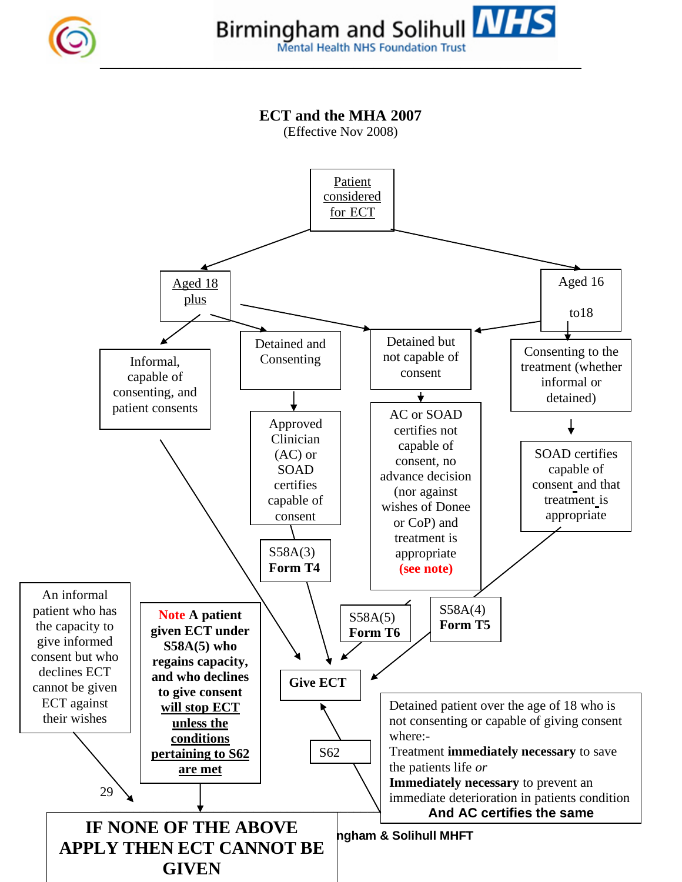# ECT and the MHA 2007

(Effective Nov 2008)

Patient considered for ECT

Aged 18 plus

Aged 16 to18

Informal, capable of consenting, and patient consents

Detained and Consenting

Detained but not capable of consent

Consenting to the treatment (whether informal or detained)

Approved Clinician (AC) or SOAD certifies capable of consent

AC or SOAD certifies not capable of consent, no advance decision (nor against wishes of Donee or CoP) and treatment is appropriate **(see note)**

SOAD certifies capable of consent and that treatment is appropriate

S58A(3) **Form T4**

S58A(5) **Form T6**

S58A(4) **Form T5**

An informal patient who has the capacity to give informed consent but who declines ECT cannot be given ECT against their wishes

**Note A patient given ECT under S58A(5) who regains capacity, and who declines to give consent <u>will stop ECT unless the conditions pertaining to S62 are met</u>**

**Give ECT**

S62

Detained patient over the age of 18 who is not consenting or capable of giving consent where:-
Treatment **immediately necessary** to save the patients life *or*
**Immediately necessary** to prevent an immediate deterioration in patients condition
**And AC certifies the same**

**IF NONE OF THE ABOVE APPLY THEN ECT CANNOT BE GIVEN**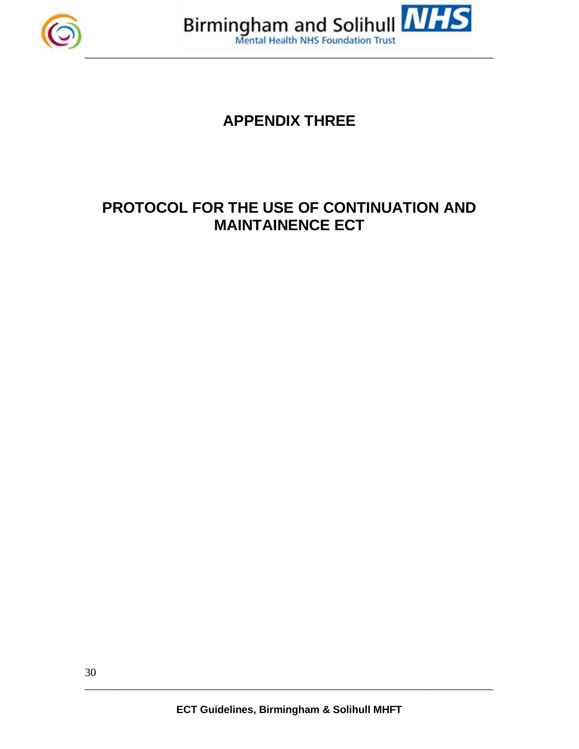# APPENDIX THREE

# PROTOCOL FOR THE USE OF CONTINUATION AND MAINTAINENCE ECT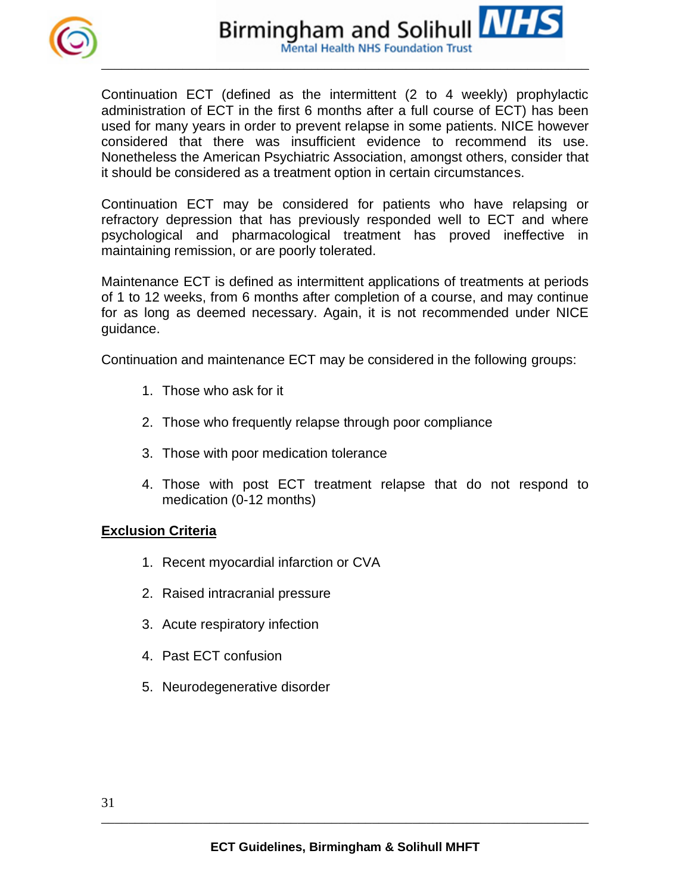Continuation ECT (defined as the intermittent (2 to 4 weekly) prophylactic administration of ECT in the first 6 months after a full course of ECT) has been used for many years in order to prevent relapse in some patients. NICE however considered that there was insufficient evidence to recommend its use. Nonetheless the American Psychiatric Association, amongst others, consider that it should be considered as a treatment option in certain circumstances.

Continuation ECT may be considered for patients who have relapsing or refractory depression that has previously responded well to ECT and where psychological and pharmacological treatment has proved ineffective in maintaining remission, or are poorly tolerated.

Maintenance ECT is defined as intermittent applications of treatments at periods of 1 to 12 weeks, from 6 months after completion of a course, and may continue for as long as deemed necessary. Again, it is not recommended under NICE guidance.

Continuation and maintenance ECT may be considered in the following groups:

1. Those who ask for it
2. Those who frequently relapse through poor compliance
3. Those with poor medication tolerance
4. Those with post ECT treatment relapse that do not respond to medication (0-12 months)

**Exclusion Criteria**

1. Recent myocardial infarction or CVA
2. Raised intracranial pressure
3. Acute respiratory infection
4. Past ECT confusion
5. Neurodegenerative disorder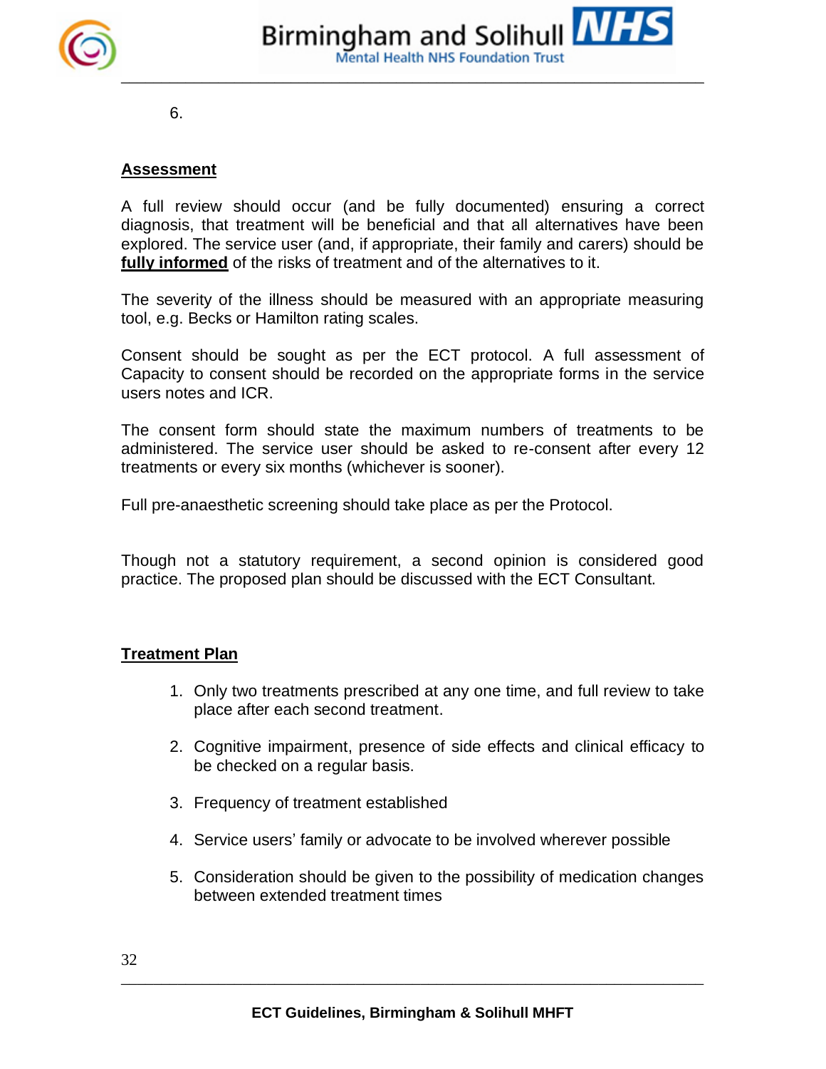6.

## Assessment

A full review should occur (and be fully documented) ensuring a correct diagnosis, that treatment will be beneficial and that all alternatives have been explored. The service user (and, if appropriate, their family and carers) should be **fully informed** of the risks of treatment and of the alternatives to it.

The severity of the illness should be measured with an appropriate measuring tool, e.g. Becks or Hamilton rating scales.

Consent should be sought as per the ECT protocol. A full assessment of Capacity to consent should be recorded on the appropriate forms in the service users notes and ICR.

The consent form should state the maximum numbers of treatments to be administered. The service user should be asked to re-consent after every 12 treatments or every six months (whichever is sooner).

Full pre-anaesthetic screening should take place as per the Protocol.

Though not a statutory requirement, a second opinion is considered good practice. The proposed plan should be discussed with the ECT Consultant.

## Treatment Plan

1. Only two treatments prescribed at any one time, and full review to take place after each second treatment.
2. Cognitive impairment, presence of side effects and clinical efficacy to be checked on a regular basis.
3. Frequency of treatment established
4. Service users' family or advocate to be involved wherever possible
5. Consideration should be given to the possibility of medication changes between extended treatment times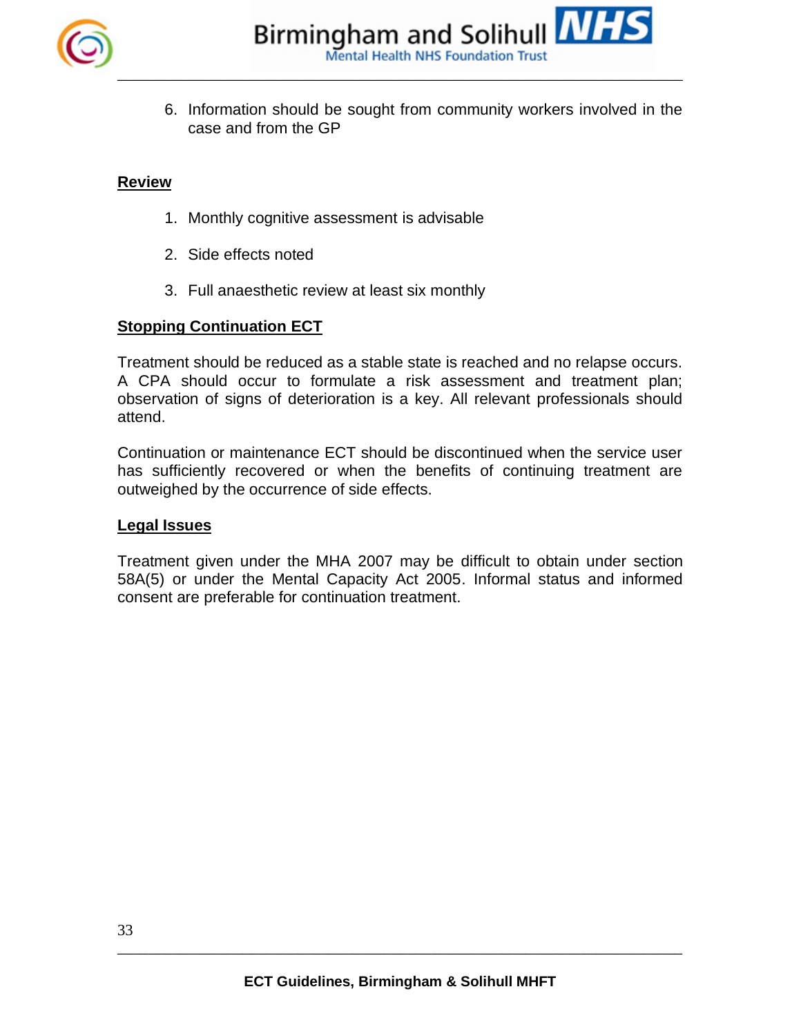6. Information should be sought from community workers involved in the case and from the GP

**Review**

1. Monthly cognitive assessment is advisable

2. Side effects noted

3. Full anaesthetic review at least six monthly

**Stopping Continuation ECT**

Treatment should be reduced as a stable state is reached and no relapse occurs. A CPA should occur to formulate a risk assessment and treatment plan; observation of signs of deterioration is a key. All relevant professionals should attend.

Continuation or maintenance ECT should be discontinued when the service user has sufficiently recovered or when the benefits of continuing treatment are outweighed by the occurrence of side effects.

**Legal Issues**

Treatment given under the MHA 2007 may be difficult to obtain under section 58A(5) or under the Mental Capacity Act 2005. Informal status and informed consent are preferable for continuation treatment.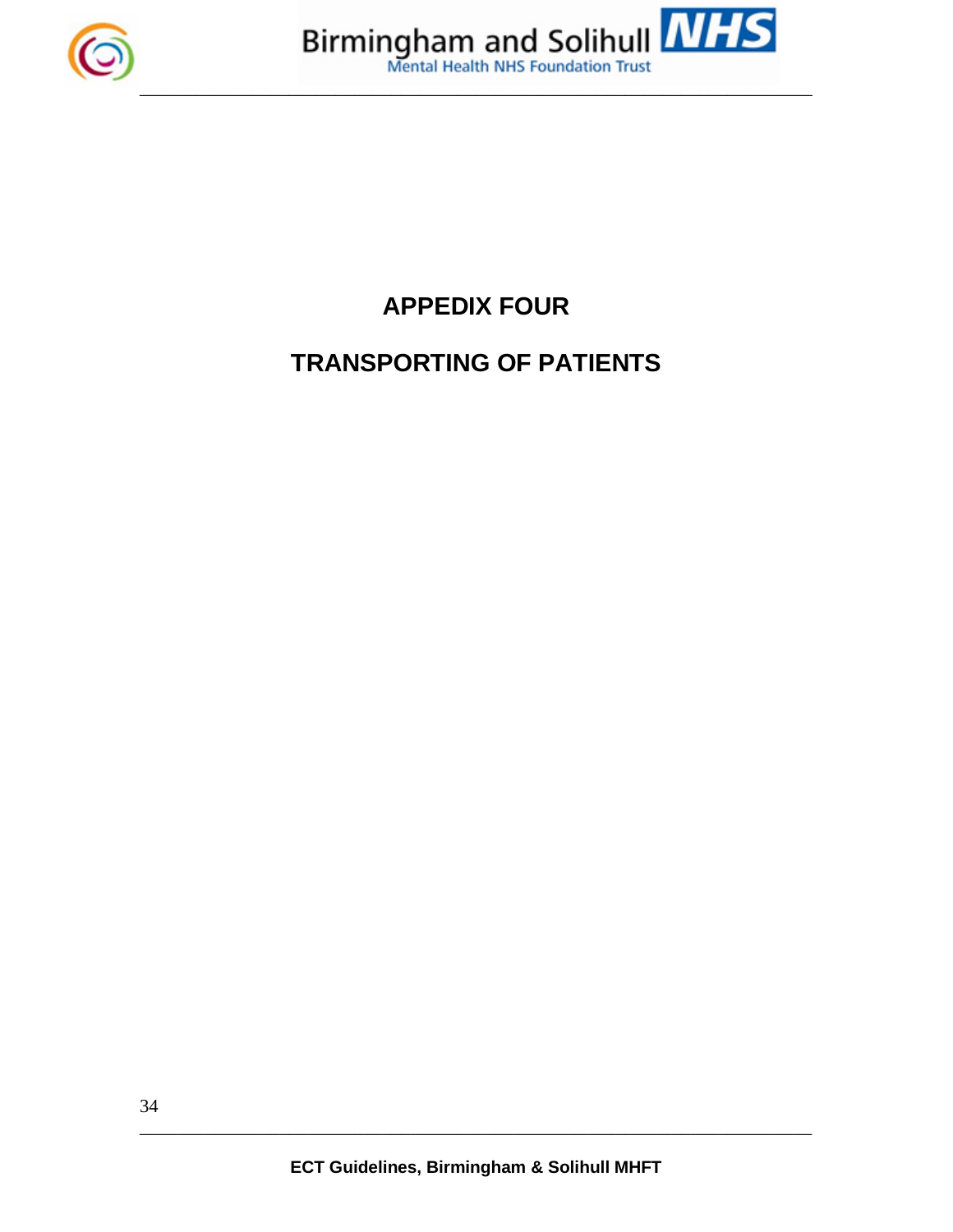# APPEDIX FOUR

# TRANSPORTING OF PATIENTS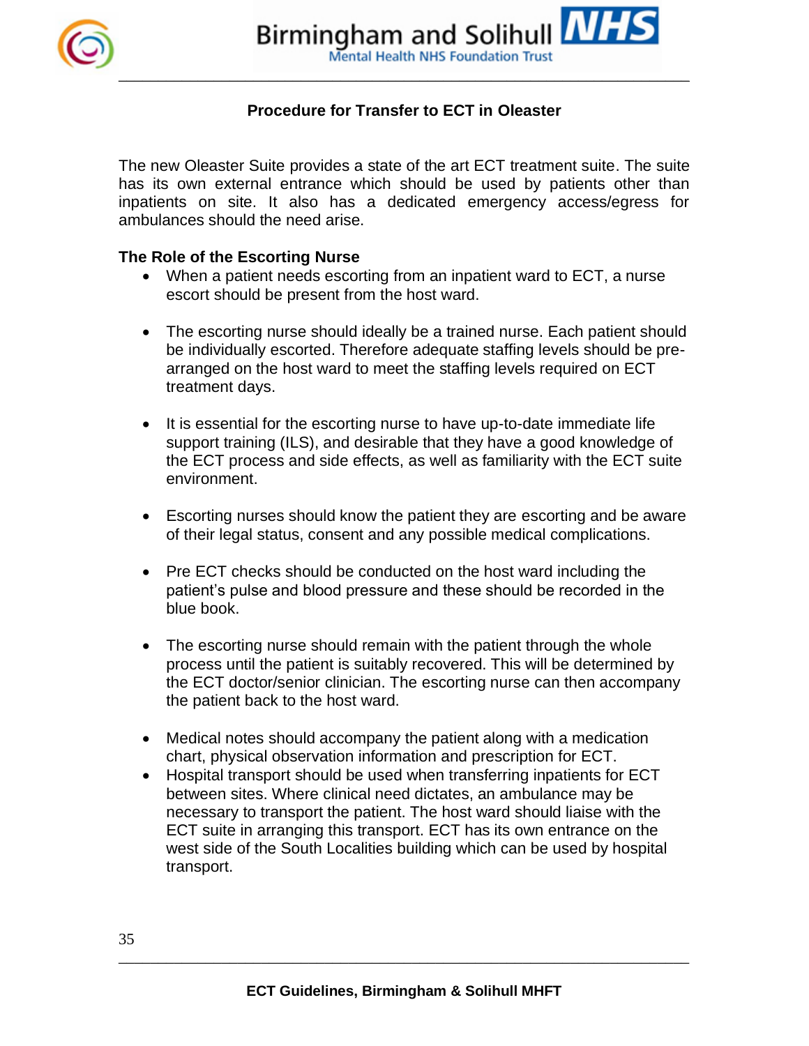## Procedure for Transfer to ECT in Oleaster

The new Oleaster Suite provides a state of the art ECT treatment suite. The suite has its own external entrance which should be used by patients other than inpatients on site. It also has a dedicated emergency access/egress for ambulances should the need arise.

### The Role of the Escorting Nurse

- When a patient needs escorting from an inpatient ward to ECT, a nurse escort should be present from the host ward.
- The escorting nurse should ideally be a trained nurse. Each patient should be individually escorted. Therefore adequate staffing levels should be pre-arranged on the host ward to meet the staffing levels required on ECT treatment days.
- It is essential for the escorting nurse to have up-to-date immediate life support training (ILS), and desirable that they have a good knowledge of the ECT process and side effects, as well as familiarity with the ECT suite environment.
- Escorting nurses should know the patient they are escorting and be aware of their legal status, consent and any possible medical complications.
- Pre ECT checks should be conducted on the host ward including the patient's pulse and blood pressure and these should be recorded in the blue book.
- The escorting nurse should remain with the patient through the whole process until the patient is suitably recovered. This will be determined by the ECT doctor/senior clinician. The escorting nurse can then accompany the patient back to the host ward.
- Medical notes should accompany the patient along with a medication chart, physical observation information and prescription for ECT.
- Hospital transport should be used when transferring inpatients for ECT between sites. Where clinical need dictates, an ambulance may be necessary to transport the patient. The host ward should liaise with the ECT suite in arranging this transport. ECT has its own entrance on the west side of the South Localities building which can be used by hospital transport.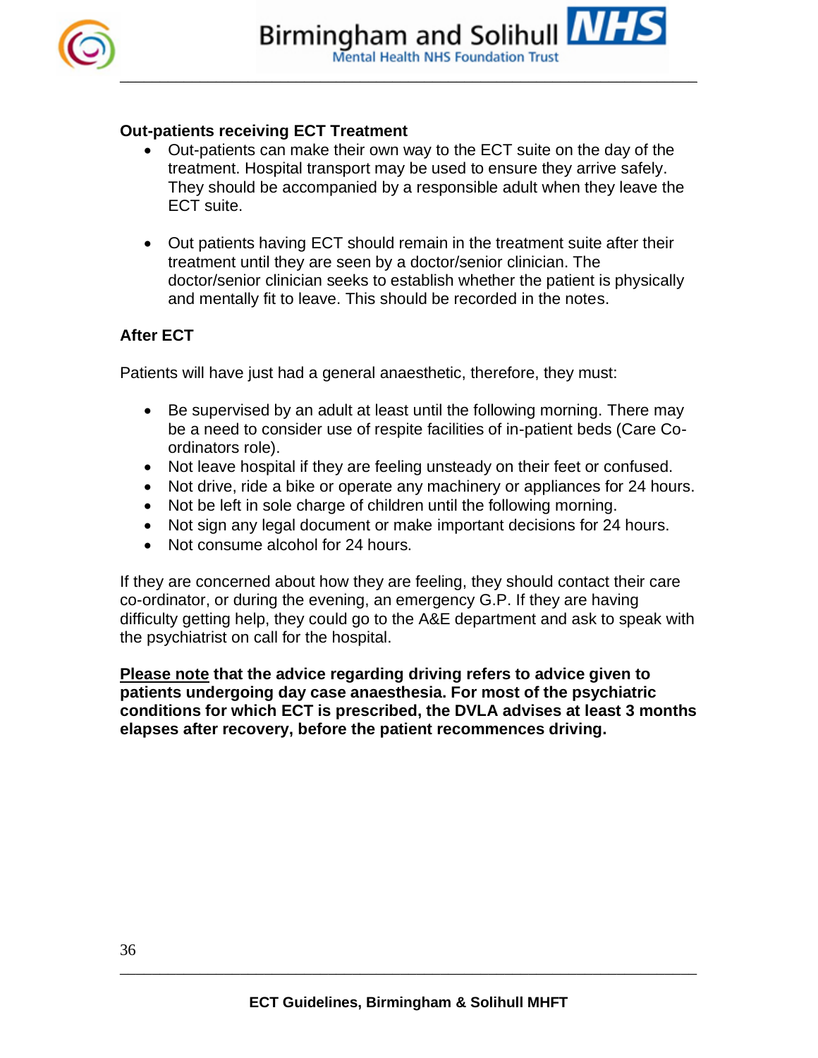**Out-patients receiving ECT Treatment**

- Out-patients can make their own way to the ECT suite on the day of the treatment. Hospital transport may be used to ensure they arrive safely. They should be accompanied by a responsible adult when they leave the ECT suite.

- Out patients having ECT should remain in the treatment suite after their treatment until they are seen by a doctor/senior clinician. The doctor/senior clinician seeks to establish whether the patient is physically and mentally fit to leave. This should be recorded in the notes.

**After ECT**

Patients will have just had a general anaesthetic, therefore, they must:

- Be supervised by an adult at least until the following morning. There may be a need to consider use of respite facilities of in-patient beds (Care Co-ordinators role).
- Not leave hospital if they are feeling unsteady on their feet or confused.
- Not drive, ride a bike or operate any machinery or appliances for 24 hours.
- Not be left in sole charge of children until the following morning.
- Not sign any legal document or make important decisions for 24 hours.
- Not consume alcohol for 24 hours.

If they are concerned about how they are feeling, they should contact their care co-ordinator, or during the evening, an emergency G.P. If they are having difficulty getting help, they could go to the A&E department and ask to speak with the psychiatrist on call for the hospital.

**<u>Please note</u> that the advice regarding driving refers to advice given to patients undergoing day case anaesthesia. For most of the psychiatric conditions for which ECT is prescribed, the DVLA advises at least 3 months elapses after recovery, before the patient recommences driving.**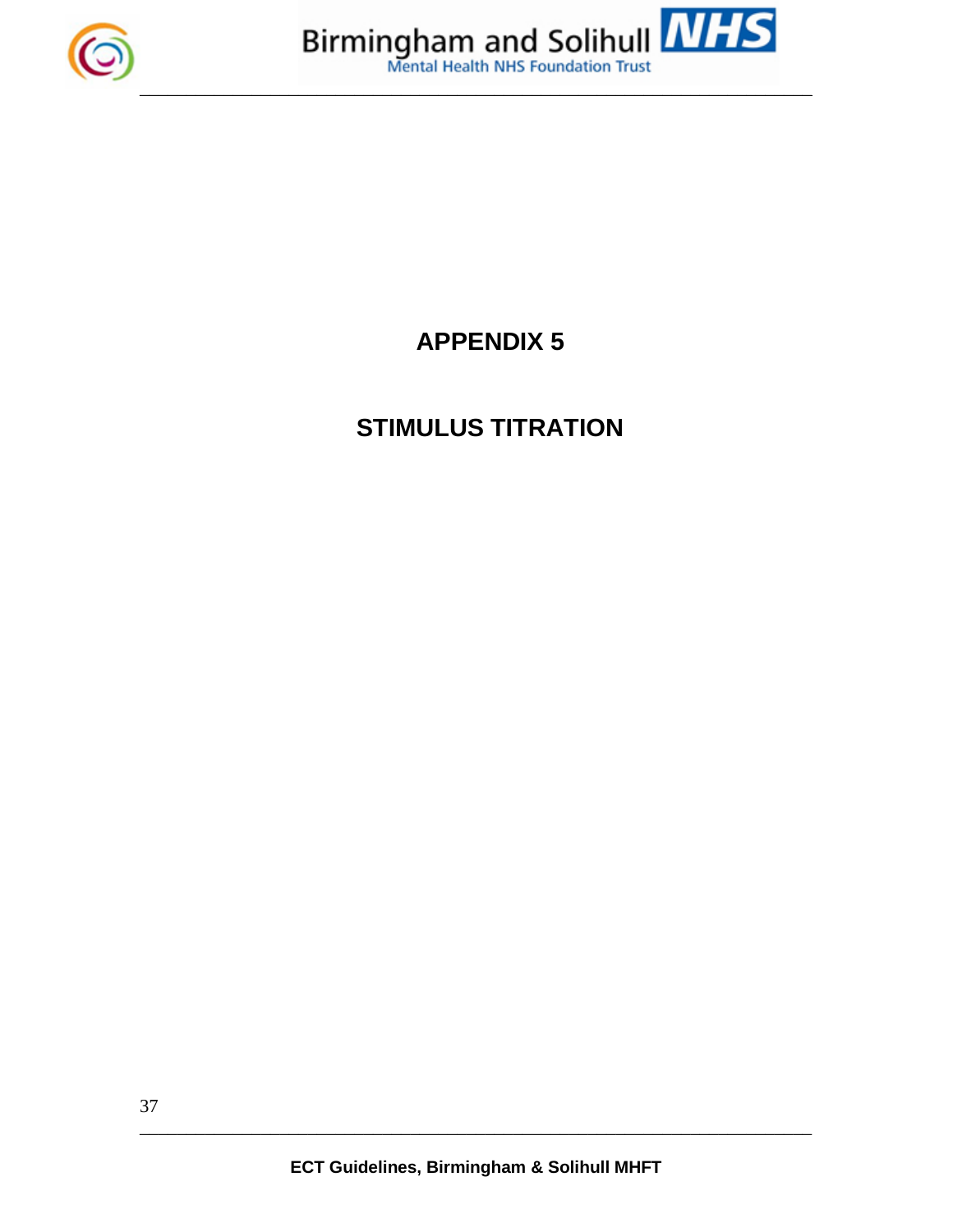# APPENDIX 5

## STIMULUS TITRATION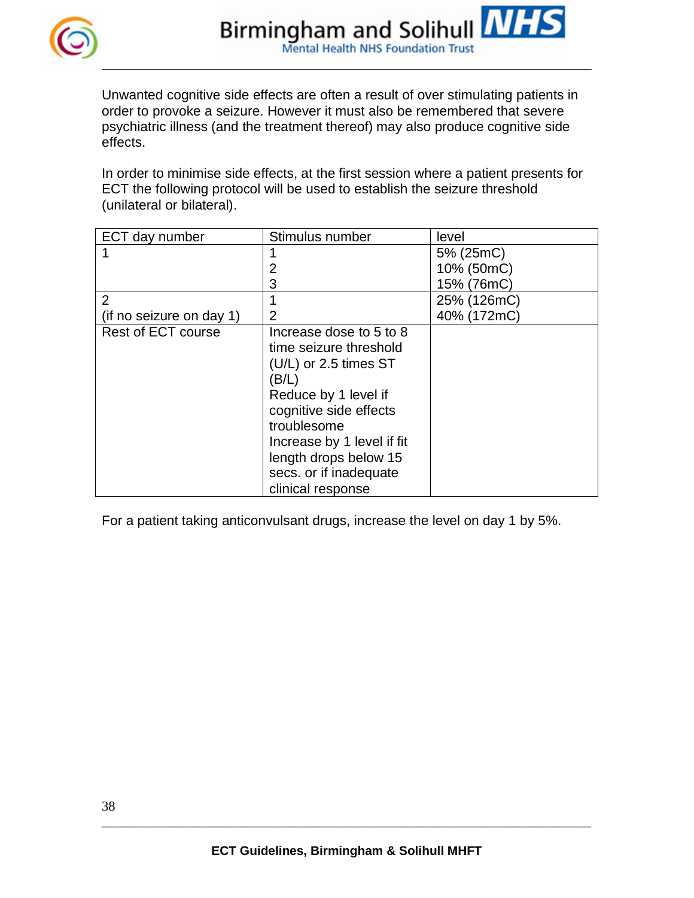Unwanted cognitive side effects are often a result of over stimulating patients in order to provoke a seizure. However it must also be remembered that severe psychiatric illness (and the treatment thereof) may also produce cognitive side effects.

In order to minimise side effects, at the first session where a patient presents for ECT the following protocol will be used to establish the seizure threshold (unilateral or bilateral).

| ECT day number | Stimulus number | level |
|---|---|---|
| 1 | 1<br>2<br>3 | 5% (25mC)<br>10% (50mC)<br>15% (76mC) |
| 2<br>(if no seizure on day 1) | 1<br>2 | 25% (126mC)<br>40% (172mC) |
| Rest of ECT course | Increase dose to 5 to 8 time seizure threshold (U/L) or 2.5 times ST (B/L)<br>Reduce by 1 level if cognitive side effects troublesome<br>Increase by 1 level if fit length drops below 15 secs. or if inadequate clinical response | |

For a patient taking anticonvulsant drugs, increase the level on day 1 by 5%.